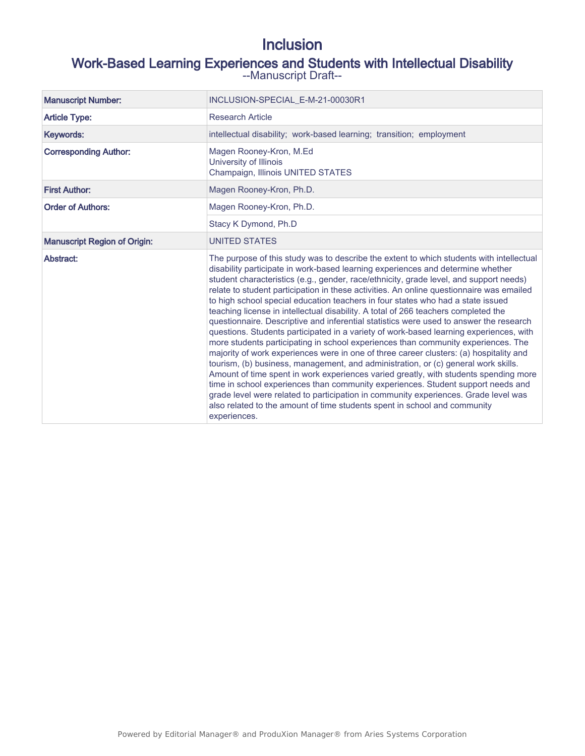# Inclusion

## Work-Based Learning Experiences and Students with Intellectual Disability

--Manuscript Draft--

| Manuscript Number: | INCLUSION-SPECIAL_E-M-21-00030R1 |
| --- | --- |
| Article Type: | Research Article |
| Keywords: | intellectual disability; work-based learning; transition; employment |
| Corresponding Author: | Magen Rooney-Kron, M.Ed<br>University of Illinois<br>Champaign, Illinois UNITED STATES |
| First Author: | Magen Rooney-Kron, Ph.D. |
| Order of Authors: | Magen Rooney-Kron, Ph.D. |
| | Stacy K Dymond, Ph.D |
| Manuscript Region of Origin: | UNITED STATES |
| Abstract: | The purpose of this study was to describe the extent to which students with intellectual disability participate in work-based learning experiences and determine whether student characteristics (e.g., gender, race/ethnicity, grade level, and support needs) relate to student participation in these activities. An online questionnaire was emailed to high school special education teachers in four states who had a state issued teaching license in intellectual disability. A total of 266 teachers completed the questionnaire. Descriptive and inferential statistics were used to answer the research questions. Students participated in a variety of work-based learning experiences, with more students participating in school experiences than community experiences. The majority of work experiences were in one of three career clusters: (a) hospitality and tourism, (b) business, management, and administration, or (c) general work skills. Amount of time spent in work experiences varied greatly, with students spending more time in school experiences than community experiences. Student support needs and grade level were related to participation in community experiences. Grade level was also related to the amount of time students spent in school and community experiences. |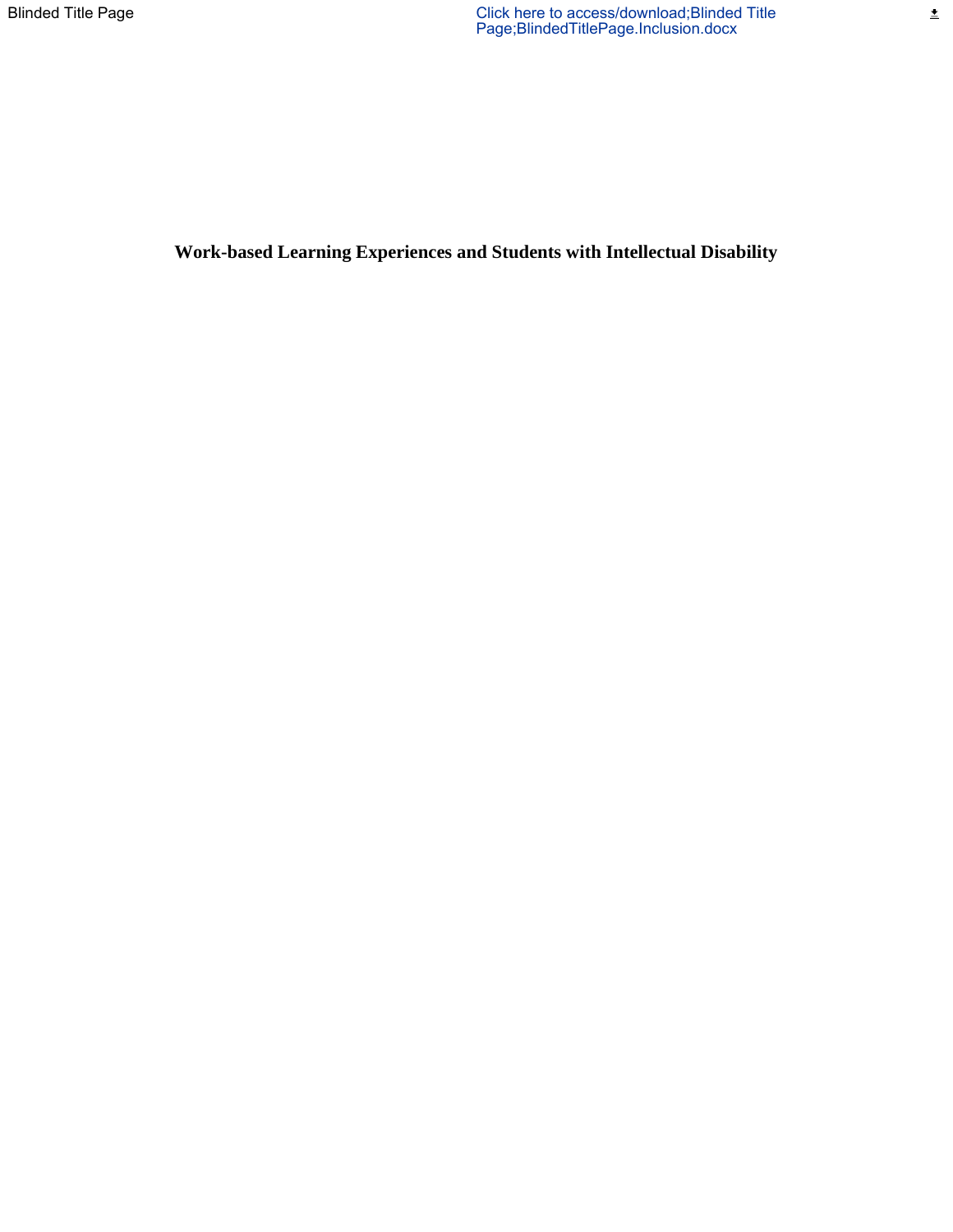# Work-based Learning Experiences and Students with Intellectual Disability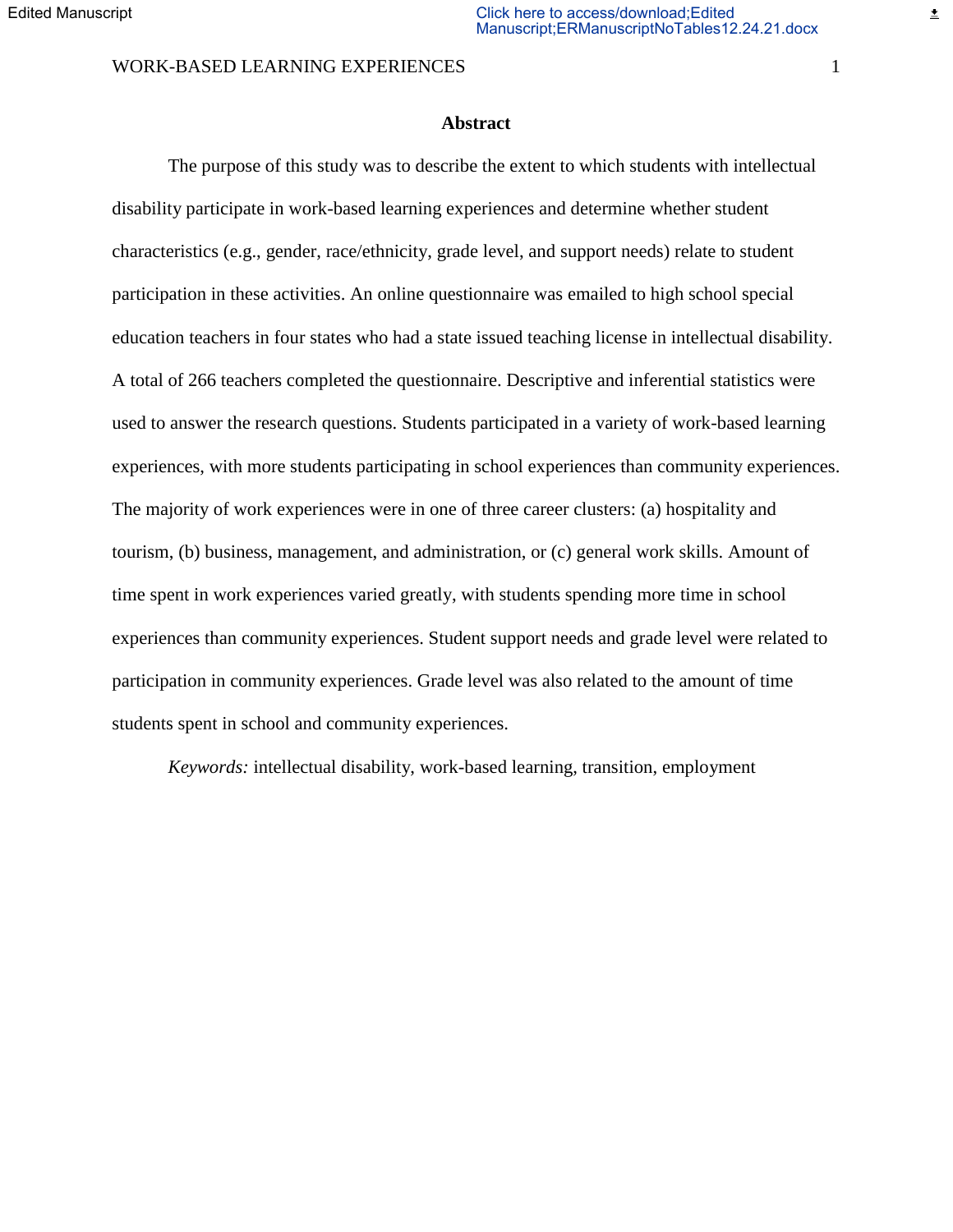## Abstract

The purpose of this study was to describe the extent to which students with intellectual disability participate in work-based learning experiences and determine whether student characteristics (e.g., gender, race/ethnicity, grade level, and support needs) relate to student participation in these activities. An online questionnaire was emailed to high school special education teachers in four states who had a state issued teaching license in intellectual disability. A total of 266 teachers completed the questionnaire. Descriptive and inferential statistics were used to answer the research questions. Students participated in a variety of work-based learning experiences, with more students participating in school experiences than community experiences. The majority of work experiences were in one of three career clusters: (a) hospitality and tourism, (b) business, management, and administration, or (c) general work skills. Amount of time spent in work experiences varied greatly, with students spending more time in school experiences than community experiences. Student support needs and grade level were related to participation in community experiences. Grade level was also related to the amount of time students spent in school and community experiences.

*Keywords:* intellectual disability, work-based learning, transition, employment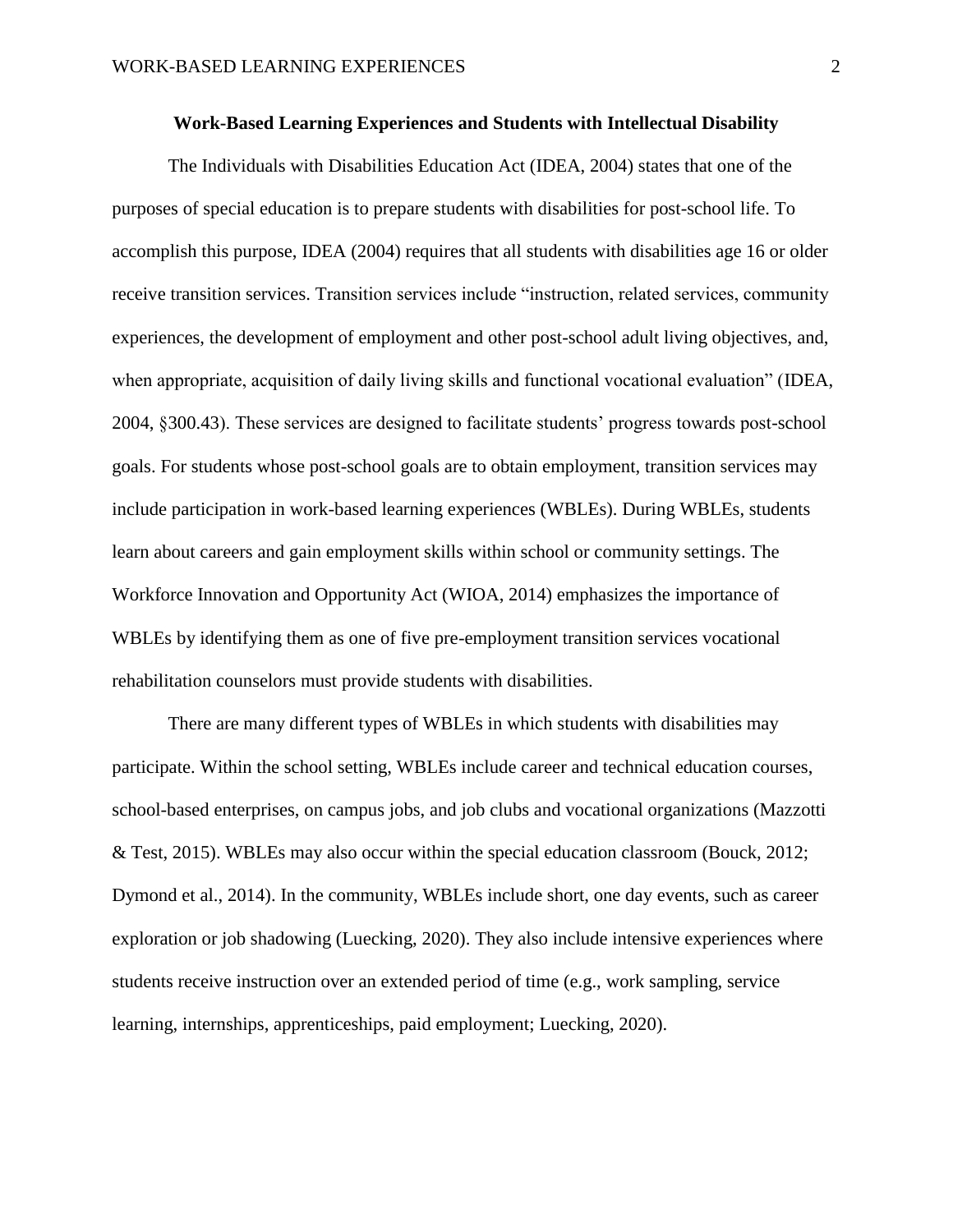# Work-Based Learning Experiences and Students with Intellectual Disability

The Individuals with Disabilities Education Act (IDEA, 2004) states that one of the purposes of special education is to prepare students with disabilities for post-school life. To accomplish this purpose, IDEA (2004) requires that all students with disabilities age 16 or older receive transition services. Transition services include "instruction, related services, community experiences, the development of employment and other post-school adult living objectives, and, when appropriate, acquisition of daily living skills and functional vocational evaluation" (IDEA, 2004, §300.43). These services are designed to facilitate students' progress towards post-school goals. For students whose post-school goals are to obtain employment, transition services may include participation in work-based learning experiences (WBLEs). During WBLEs, students learn about careers and gain employment skills within school or community settings. The Workforce Innovation and Opportunity Act (WIOA, 2014) emphasizes the importance of WBLEs by identifying them as one of five pre-employment transition services vocational rehabilitation counselors must provide students with disabilities.

There are many different types of WBLEs in which students with disabilities may participate. Within the school setting, WBLEs include career and technical education courses, school-based enterprises, on campus jobs, and job clubs and vocational organizations (Mazzotti & Test, 2015). WBLEs may also occur within the special education classroom (Bouck, 2012; Dymond et al., 2014). In the community, WBLEs include short, one day events, such as career exploration or job shadowing (Luecking, 2020). They also include intensive experiences where students receive instruction over an extended period of time (e.g., work sampling, service learning, internships, apprenticeships, paid employment; Luecking, 2020).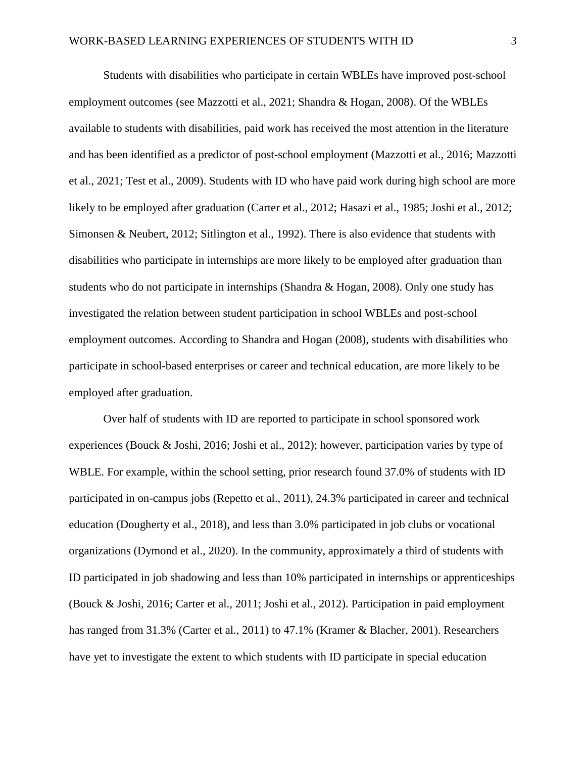Students with disabilities who participate in certain WBLEs have improved post-school employment outcomes (see Mazzotti et al., 2021; Shandra & Hogan, 2008). Of the WBLEs available to students with disabilities, paid work has received the most attention in the literature and has been identified as a predictor of post-school employment (Mazzotti et al., 2016; Mazzotti et al., 2021; Test et al., 2009). Students with ID who have paid work during high school are more likely to be employed after graduation (Carter et al., 2012; Hasazi et al., 1985; Joshi et al., 2012; Simonsen & Neubert, 2012; Sitlington et al., 1992). There is also evidence that students with disabilities who participate in internships are more likely to be employed after graduation than students who do not participate in internships (Shandra & Hogan, 2008). Only one study has investigated the relation between student participation in school WBLEs and post-school employment outcomes. According to Shandra and Hogan (2008), students with disabilities who participate in school-based enterprises or career and technical education, are more likely to be employed after graduation.

Over half of students with ID are reported to participate in school sponsored work experiences (Bouck & Joshi, 2016; Joshi et al., 2012); however, participation varies by type of WBLE. For example, within the school setting, prior research found 37.0% of students with ID participated in on-campus jobs (Repetto et al., 2011), 24.3% participated in career and technical education (Dougherty et al., 2018), and less than 3.0% participated in job clubs or vocational organizations (Dymond et al., 2020). In the community, approximately a third of students with ID participated in job shadowing and less than 10% participated in internships or apprenticeships (Bouck & Joshi, 2016; Carter et al., 2011; Joshi et al., 2012). Participation in paid employment has ranged from 31.3% (Carter et al., 2011) to 47.1% (Kramer & Blacher, 2001). Researchers have yet to investigate the extent to which students with ID participate in special education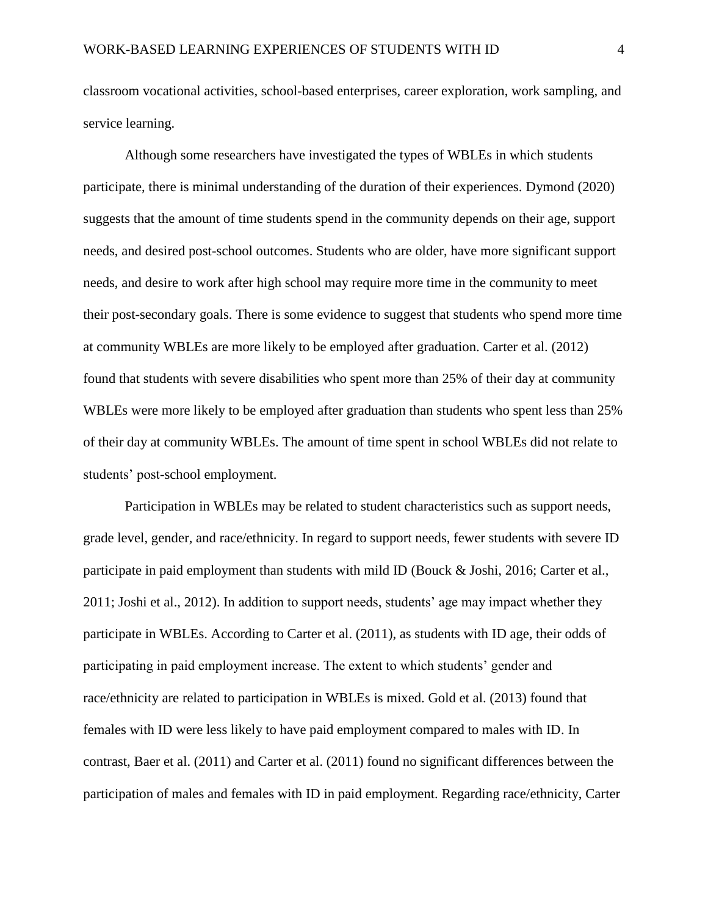classroom vocational activities, school-based enterprises, career exploration, work sampling, and service learning.

Although some researchers have investigated the types of WBLEs in which students participate, there is minimal understanding of the duration of their experiences. Dymond (2020) suggests that the amount of time students spend in the community depends on their age, support needs, and desired post-school outcomes. Students who are older, have more significant support needs, and desire to work after high school may require more time in the community to meet their post-secondary goals. There is some evidence to suggest that students who spend more time at community WBLEs are more likely to be employed after graduation. Carter et al. (2012) found that students with severe disabilities who spent more than 25% of their day at community WBLEs were more likely to be employed after graduation than students who spent less than 25% of their day at community WBLEs. The amount of time spent in school WBLEs did not relate to students' post-school employment.

Participation in WBLEs may be related to student characteristics such as support needs, grade level, gender, and race/ethnicity. In regard to support needs, fewer students with severe ID participate in paid employment than students with mild ID (Bouck & Joshi, 2016; Carter et al., 2011; Joshi et al., 2012). In addition to support needs, students' age may impact whether they participate in WBLEs. According to Carter et al. (2011), as students with ID age, their odds of participating in paid employment increase. The extent to which students' gender and race/ethnicity are related to participation in WBLEs is mixed. Gold et al. (2013) found that females with ID were less likely to have paid employment compared to males with ID. In contrast, Baer et al. (2011) and Carter et al. (2011) found no significant differences between the participation of males and females with ID in paid employment. Regarding race/ethnicity, Carter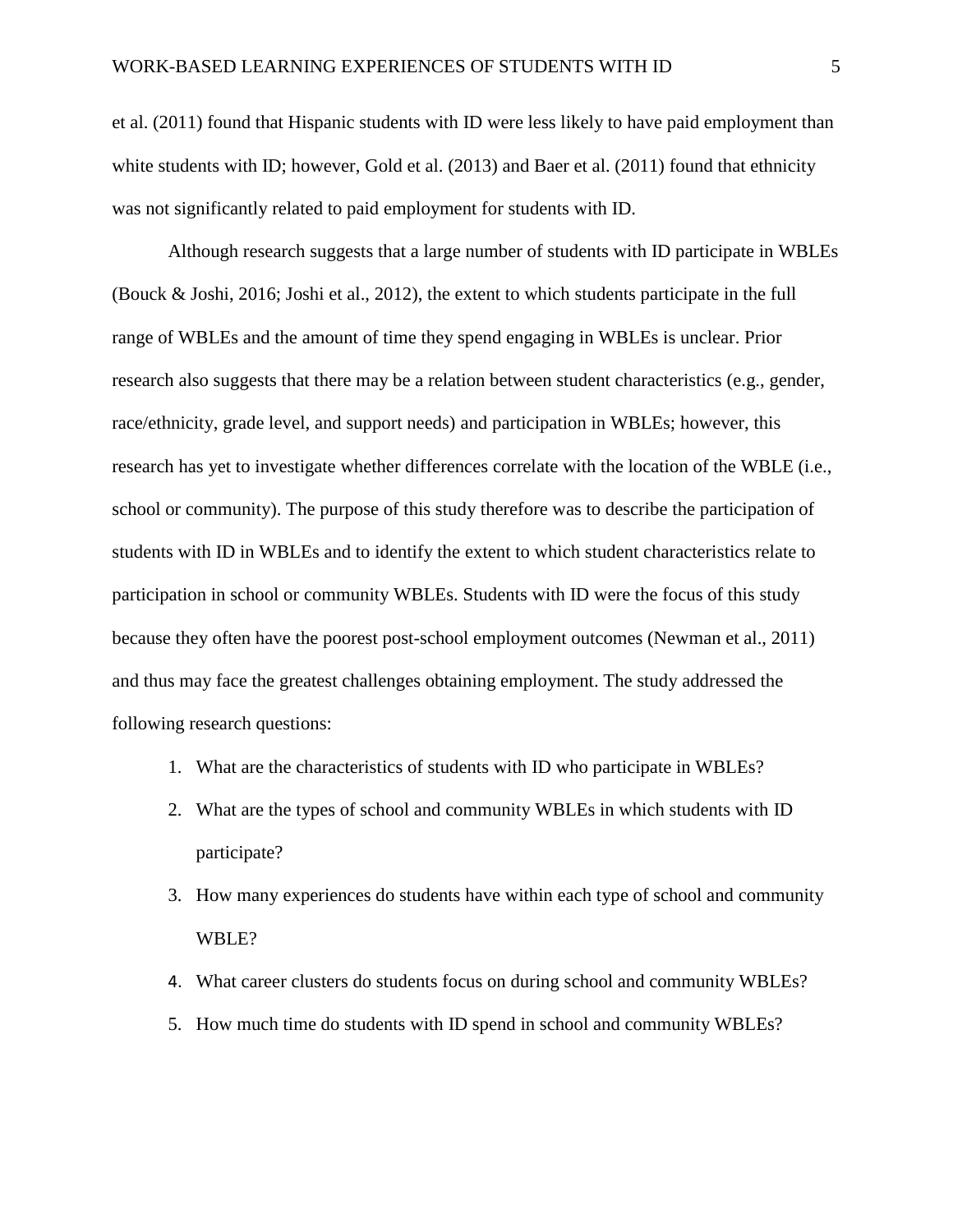et al. (2011) found that Hispanic students with ID were less likely to have paid employment than white students with ID; however, Gold et al. (2013) and Baer et al. (2011) found that ethnicity was not significantly related to paid employment for students with ID.

Although research suggests that a large number of students with ID participate in WBLEs (Bouck & Joshi, 2016; Joshi et al., 2012), the extent to which students participate in the full range of WBLEs and the amount of time they spend engaging in WBLEs is unclear. Prior research also suggests that there may be a relation between student characteristics (e.g., gender, race/ethnicity, grade level, and support needs) and participation in WBLEs; however, this research has yet to investigate whether differences correlate with the location of the WBLE (i.e., school or community). The purpose of this study therefore was to describe the participation of students with ID in WBLEs and to identify the extent to which student characteristics relate to participation in school or community WBLEs. Students with ID were the focus of this study because they often have the poorest post-school employment outcomes (Newman et al., 2011) and thus may face the greatest challenges obtaining employment. The study addressed the following research questions:

1. What are the characteristics of students with ID who participate in WBLEs?
2. What are the types of school and community WBLEs in which students with ID participate?
3. How many experiences do students have within each type of school and community WBLE?
4. What career clusters do students focus on during school and community WBLEs?
5. How much time do students with ID spend in school and community WBLEs?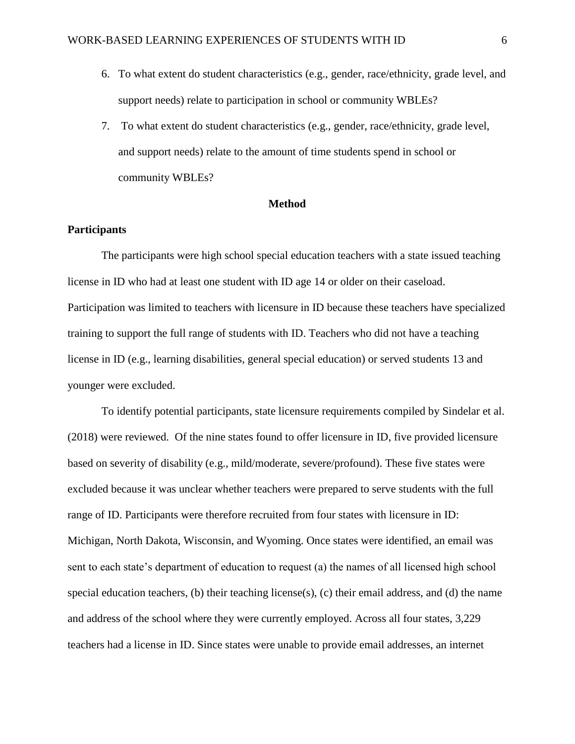6. To what extent do student characteristics (e.g., gender, race/ethnicity, grade level, and support needs) relate to participation in school or community WBLEs?
7. To what extent do student characteristics (e.g., gender, race/ethnicity, grade level, and support needs) relate to the amount of time students spend in school or community WBLEs?

## Method

### Participants

The participants were high school special education teachers with a state issued teaching license in ID who had at least one student with ID age 14 or older on their caseload. Participation was limited to teachers with licensure in ID because these teachers have specialized training to support the full range of students with ID. Teachers who did not have a teaching license in ID (e.g., learning disabilities, general special education) or served students 13 and younger were excluded.

To identify potential participants, state licensure requirements compiled by Sindelar et al. (2018) were reviewed. Of the nine states found to offer licensure in ID, five provided licensure based on severity of disability (e.g., mild/moderate, severe/profound). These five states were excluded because it was unclear whether teachers were prepared to serve students with the full range of ID. Participants were therefore recruited from four states with licensure in ID: Michigan, North Dakota, Wisconsin, and Wyoming. Once states were identified, an email was sent to each state's department of education to request (a) the names of all licensed high school special education teachers, (b) their teaching license(s), (c) their email address, and (d) the name and address of the school where they were currently employed. Across all four states, 3,229 teachers had a license in ID. Since states were unable to provide email addresses, an internet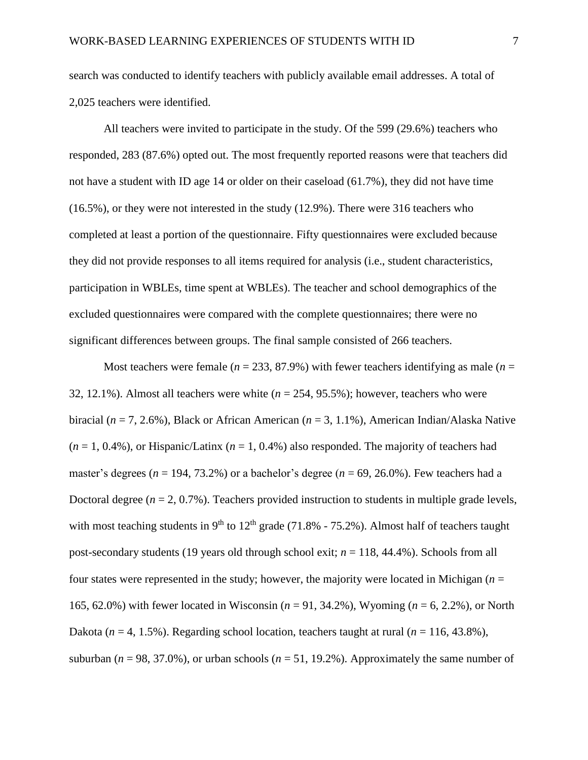search was conducted to identify teachers with publicly available email addresses. A total of 2,025 teachers were identified.

All teachers were invited to participate in the study. Of the 599 (29.6%) teachers who responded, 283 (87.6%) opted out. The most frequently reported reasons were that teachers did not have a student with ID age 14 or older on their caseload (61.7%), they did not have time (16.5%), or they were not interested in the study (12.9%). There were 316 teachers who completed at least a portion of the questionnaire. Fifty questionnaires were excluded because they did not provide responses to all items required for analysis (i.e., student characteristics, participation in WBLEs, time spent at WBLEs). The teacher and school demographics of the excluded questionnaires were compared with the complete questionnaires; there were no significant differences between groups. The final sample consisted of 266 teachers.

Most teachers were female (*n* = 233, 87.9%) with fewer teachers identifying as male (*n* = 32, 12.1%). Almost all teachers were white (*n* = 254, 95.5%); however, teachers who were biracial (*n* = 7, 2.6%), Black or African American (*n* = 3, 1.1%), American Indian/Alaska Native (*n* = 1, 0.4%), or Hispanic/Latinx (*n* = 1, 0.4%) also responded. The majority of teachers had master's degrees (*n* = 194, 73.2%) or a bachelor's degree (*n* = 69, 26.0%). Few teachers had a Doctoral degree (*n* = 2, 0.7%). Teachers provided instruction to students in multiple grade levels, with most teaching students in 9th to 12th grade (71.8% - 75.2%). Almost half of teachers taught post-secondary students (19 years old through school exit; *n* = 118, 44.4%). Schools from all four states were represented in the study; however, the majority were located in Michigan (*n* = 165, 62.0%) with fewer located in Wisconsin (*n* = 91, 34.2%), Wyoming (*n* = 6, 2.2%), or North Dakota (*n* = 4, 1.5%). Regarding school location, teachers taught at rural (*n* = 116, 43.8%), suburban (*n* = 98, 37.0%), or urban schools (*n* = 51, 19.2%). Approximately the same number of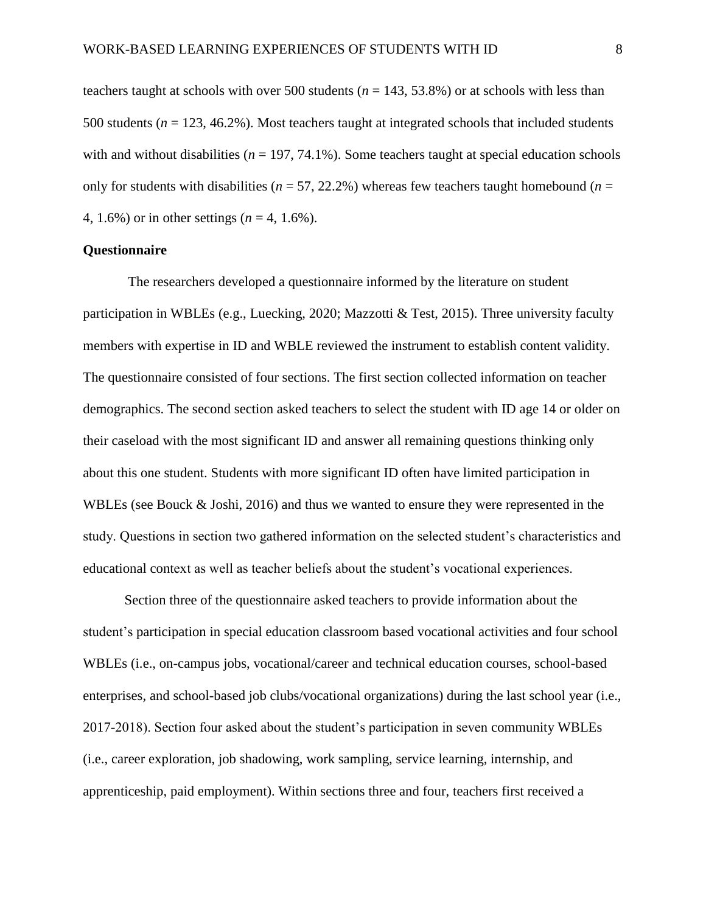teachers taught at schools with over 500 students (*n* = 143, 53.8%) or at schools with less than 500 students (*n* = 123, 46.2%). Most teachers taught at integrated schools that included students with and without disabilities (*n* = 197, 74.1%). Some teachers taught at special education schools only for students with disabilities (*n* = 57, 22.2%) whereas few teachers taught homebound (*n* = 4, 1.6%) or in other settings (*n* = 4, 1.6%).

**Questionnaire**

The researchers developed a questionnaire informed by the literature on student participation in WBLEs (e.g., Luecking, 2020; Mazzotti & Test, 2015). Three university faculty members with expertise in ID and WBLE reviewed the instrument to establish content validity. The questionnaire consisted of four sections. The first section collected information on teacher demographics. The second section asked teachers to select the student with ID age 14 or older on their caseload with the most significant ID and answer all remaining questions thinking only about this one student. Students with more significant ID often have limited participation in WBLEs (see Bouck & Joshi, 2016) and thus we wanted to ensure they were represented in the study. Questions in section two gathered information on the selected student's characteristics and educational context as well as teacher beliefs about the student's vocational experiences.

Section three of the questionnaire asked teachers to provide information about the student's participation in special education classroom based vocational activities and four school WBLEs (i.e., on-campus jobs, vocational/career and technical education courses, school-based enterprises, and school-based job clubs/vocational organizations) during the last school year (i.e., 2017-2018). Section four asked about the student's participation in seven community WBLEs (i.e., career exploration, job shadowing, work sampling, service learning, internship, and apprenticeship, paid employment). Within sections three and four, teachers first received a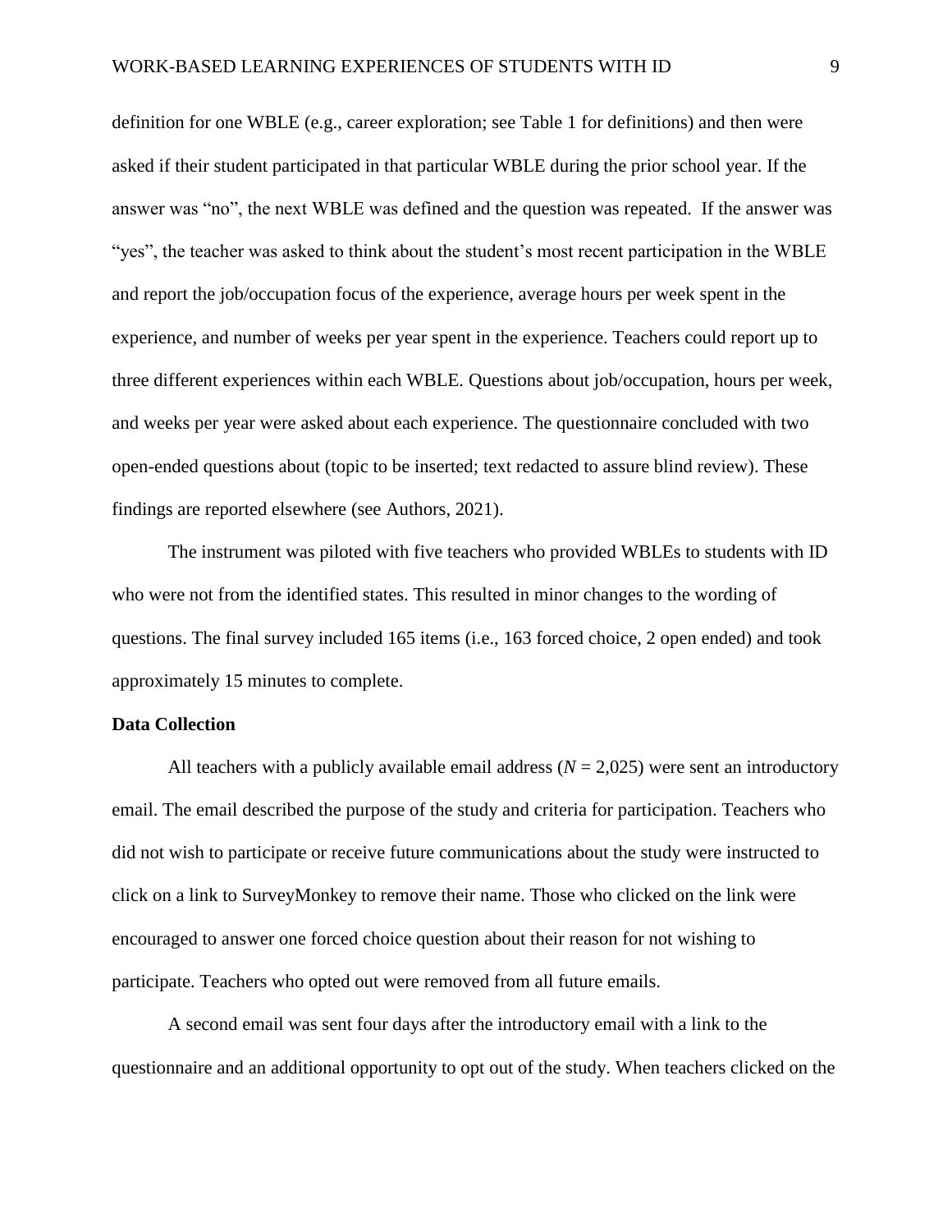definition for one WBLE (e.g., career exploration; see Table 1 for definitions) and then were asked if their student participated in that particular WBLE during the prior school year. If the answer was "no", the next WBLE was defined and the question was repeated. If the answer was "yes", the teacher was asked to think about the student's most recent participation in the WBLE and report the job/occupation focus of the experience, average hours per week spent in the experience, and number of weeks per year spent in the experience. Teachers could report up to three different experiences within each WBLE. Questions about job/occupation, hours per week, and weeks per year were asked about each experience. The questionnaire concluded with two open-ended questions about (topic to be inserted; text redacted to assure blind review). These findings are reported elsewhere (see Authors, 2021).

The instrument was piloted with five teachers who provided WBLEs to students with ID who were not from the identified states. This resulted in minor changes to the wording of questions. The final survey included 165 items (i.e., 163 forced choice, 2 open ended) and took approximately 15 minutes to complete.

**Data Collection**

All teachers with a publicly available email address ($N$ = 2,025) were sent an introductory email. The email described the purpose of the study and criteria for participation. Teachers who did not wish to participate or receive future communications about the study were instructed to click on a link to SurveyMonkey to remove their name. Those who clicked on the link were encouraged to answer one forced choice question about their reason for not wishing to participate. Teachers who opted out were removed from all future emails.

A second email was sent four days after the introductory email with a link to the questionnaire and an additional opportunity to opt out of the study. When teachers clicked on the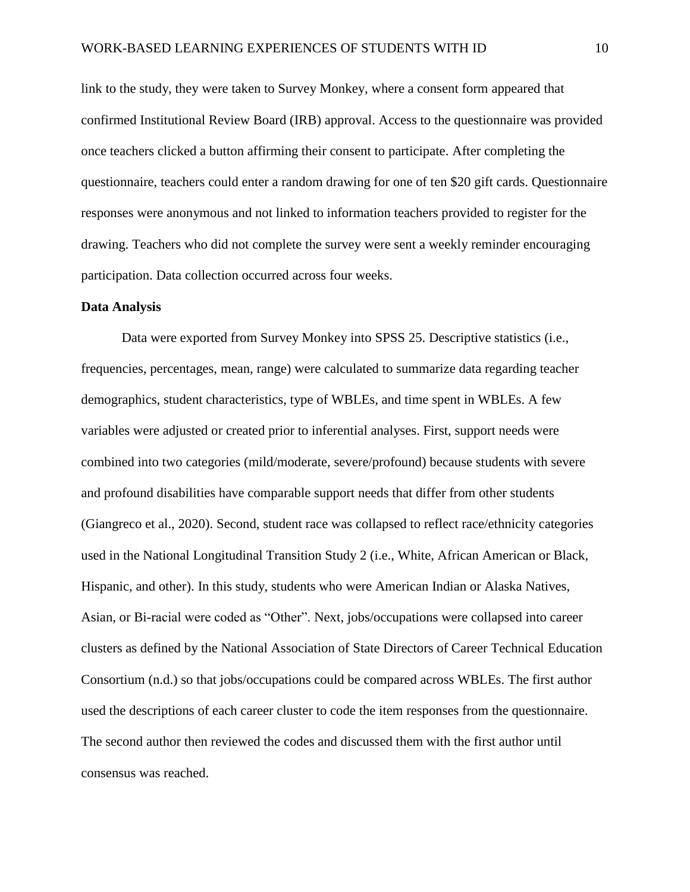link to the study, they were taken to Survey Monkey, where a consent form appeared that confirmed Institutional Review Board (IRB) approval. Access to the questionnaire was provided once teachers clicked a button affirming their consent to participate. After completing the questionnaire, teachers could enter a random drawing for one of ten $20 gift cards. Questionnaire responses were anonymous and not linked to information teachers provided to register for the drawing. Teachers who did not complete the survey were sent a weekly reminder encouraging participation. Data collection occurred across four weeks.

**Data Analysis**

Data were exported from Survey Monkey into SPSS 25. Descriptive statistics (i.e., frequencies, percentages, mean, range) were calculated to summarize data regarding teacher demographics, student characteristics, type of WBLEs, and time spent in WBLEs. A few variables were adjusted or created prior to inferential analyses. First, support needs were combined into two categories (mild/moderate, severe/profound) because students with severe and profound disabilities have comparable support needs that differ from other students (Giangreco et al., 2020). Second, student race was collapsed to reflect race/ethnicity categories used in the National Longitudinal Transition Study 2 (i.e., White, African American or Black, Hispanic, and other). In this study, students who were American Indian or Alaska Natives, Asian, or Bi-racial were coded as "Other". Next, jobs/occupations were collapsed into career clusters as defined by the National Association of State Directors of Career Technical Education Consortium (n.d.) so that jobs/occupations could be compared across WBLEs. The first author used the descriptions of each career cluster to code the item responses from the questionnaire. The second author then reviewed the codes and discussed them with the first author until consensus was reached.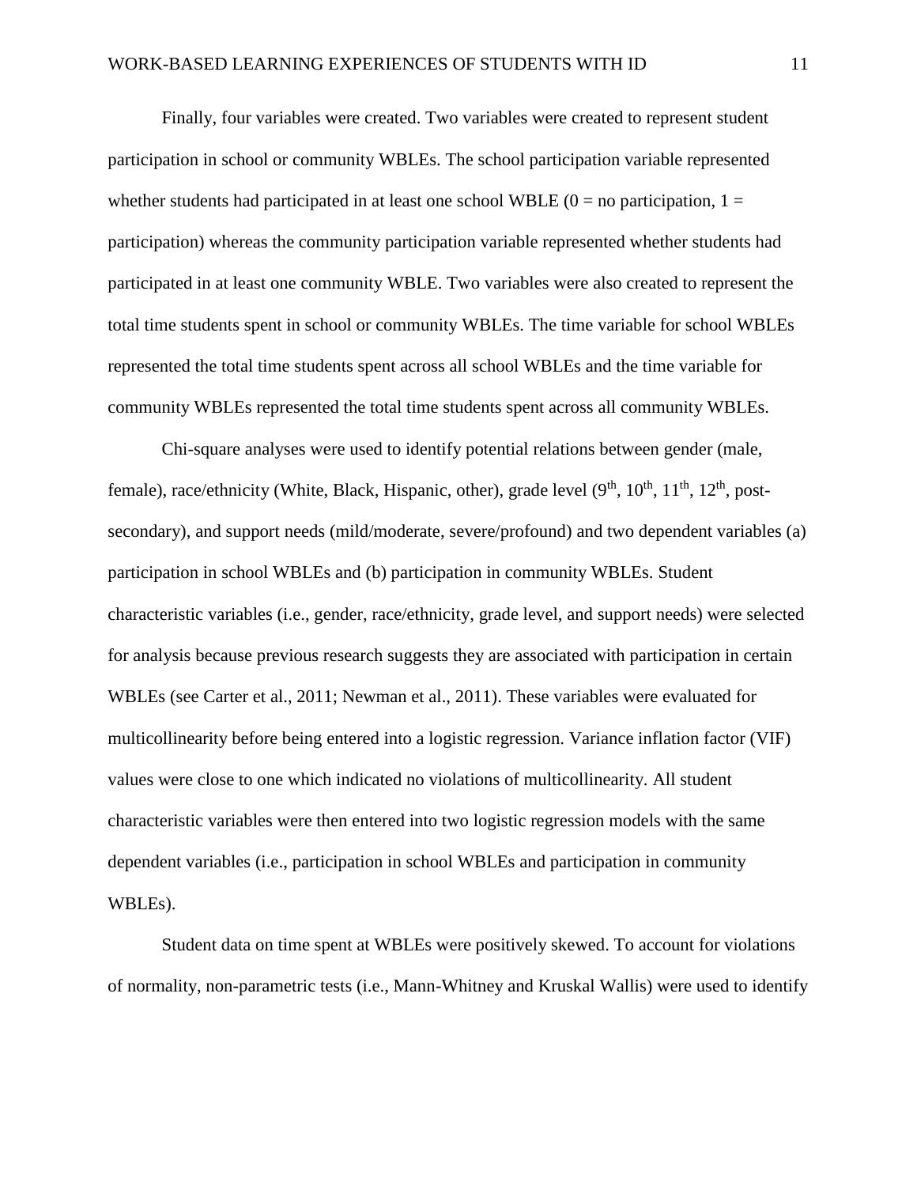Finally, four variables were created. Two variables were created to represent student participation in school or community WBLEs. The school participation variable represented whether students had participated in at least one school WBLE (0 = no participation, 1 = participation) whereas the community participation variable represented whether students had participated in at least one community WBLE. Two variables were also created to represent the total time students spent in school or community WBLEs. The time variable for school WBLEs represented the total time students spent across all school WBLEs and the time variable for community WBLEs represented the total time students spent across all community WBLEs.

Chi-square analyses were used to identify potential relations between gender (male, female), race/ethnicity (White, Black, Hispanic, other), grade level ($9^{th}$, $10^{th}$, $11^{th}$, $12^{th}$, post-secondary), and support needs (mild/moderate, severe/profound) and two dependent variables (a) participation in school WBLEs and (b) participation in community WBLEs. Student characteristic variables (i.e., gender, race/ethnicity, grade level, and support needs) were selected for analysis because previous research suggests they are associated with participation in certain WBLEs (see Carter et al., 2011; Newman et al., 2011). These variables were evaluated for multicollinearity before being entered into a logistic regression. Variance inflation factor (VIF) values were close to one which indicated no violations of multicollinearity. All student characteristic variables were then entered into two logistic regression models with the same dependent variables (i.e., participation in school WBLEs and participation in community WBLEs).

Student data on time spent at WBLEs were positively skewed. To account for violations of normality, non-parametric tests (i.e., Mann-Whitney and Kruskal Wallis) were used to identify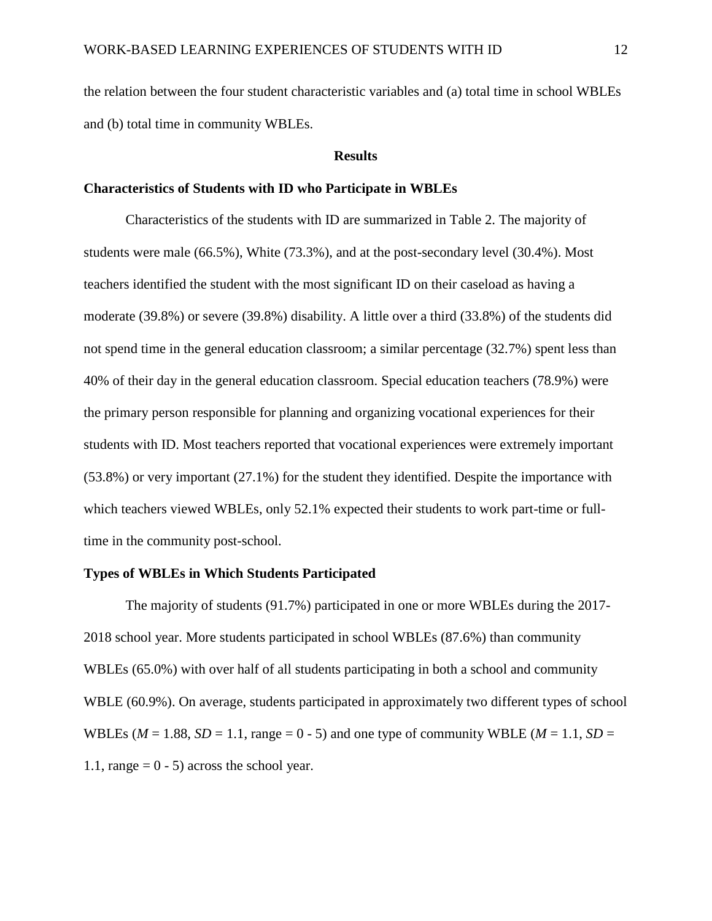the relation between the four student characteristic variables and (a) total time in school WBLEs and (b) total time in community WBLEs.

## Results

### Characteristics of Students with ID who Participate in WBLEs

Characteristics of the students with ID are summarized in Table 2. The majority of students were male (66.5%), White (73.3%), and at the post-secondary level (30.4%). Most teachers identified the student with the most significant ID on their caseload as having a moderate (39.8%) or severe (39.8%) disability. A little over a third (33.8%) of the students did not spend time in the general education classroom; a similar percentage (32.7%) spent less than 40% of their day in the general education classroom. Special education teachers (78.9%) were the primary person responsible for planning and organizing vocational experiences for their students with ID. Most teachers reported that vocational experiences were extremely important (53.8%) or very important (27.1%) for the student they identified. Despite the importance with which teachers viewed WBLEs, only 52.1% expected their students to work part-time or full-time in the community post-school.

### Types of WBLEs in Which Students Participated

The majority of students (91.7%) participated in one or more WBLEs during the 2017-2018 school year. More students participated in school WBLEs (87.6%) than community WBLEs (65.0%) with over half of all students participating in both a school and community WBLE (60.9%). On average, students participated in approximately two different types of school WBLEs ($M$ = 1.88, $SD$ = 1.1, range = 0 - 5) and one type of community WBLE ($M$ = 1.1, $SD$ = 1.1, range = 0 - 5) across the school year.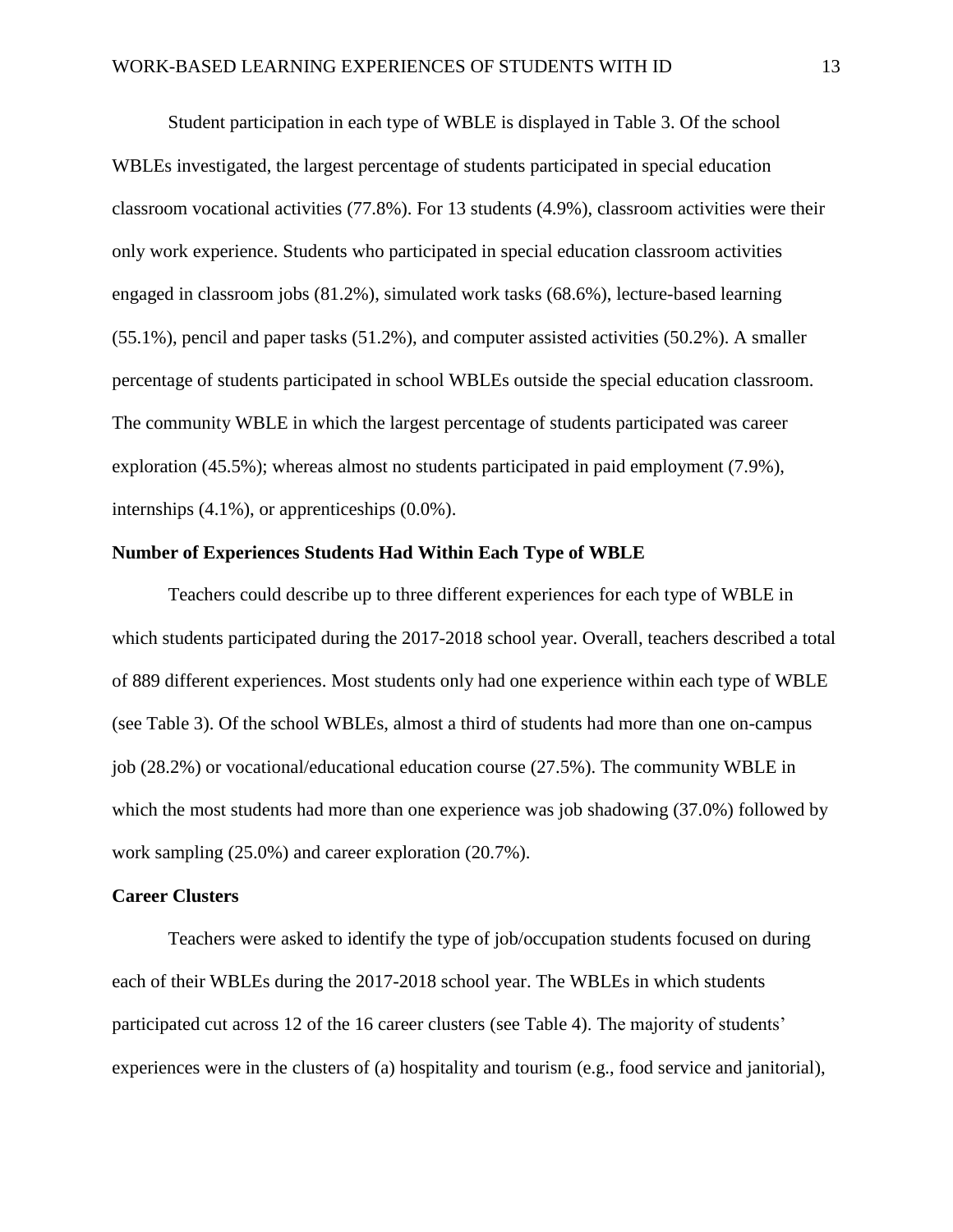Student participation in each type of WBLE is displayed in Table 3. Of the school WBLEs investigated, the largest percentage of students participated in special education classroom vocational activities (77.8%). For 13 students (4.9%), classroom activities were their only work experience. Students who participated in special education classroom activities engaged in classroom jobs (81.2%), simulated work tasks (68.6%), lecture-based learning (55.1%), pencil and paper tasks (51.2%), and computer assisted activities (50.2%). A smaller percentage of students participated in school WBLEs outside the special education classroom. The community WBLE in which the largest percentage of students participated was career exploration (45.5%); whereas almost no students participated in paid employment (7.9%), internships (4.1%), or apprenticeships (0.0%).

### Number of Experiences Students Had Within Each Type of WBLE

Teachers could describe up to three different experiences for each type of WBLE in which students participated during the 2017-2018 school year. Overall, teachers described a total of 889 different experiences. Most students only had one experience within each type of WBLE (see Table 3). Of the school WBLEs, almost a third of students had more than one on-campus job (28.2%) or vocational/educational education course (27.5%). The community WBLE in which the most students had more than one experience was job shadowing (37.0%) followed by work sampling (25.0%) and career exploration (20.7%).

### Career Clusters

Teachers were asked to identify the type of job/occupation students focused on during each of their WBLEs during the 2017-2018 school year. The WBLEs in which students participated cut across 12 of the 16 career clusters (see Table 4). The majority of students' experiences were in the clusters of (a) hospitality and tourism (e.g., food service and janitorial),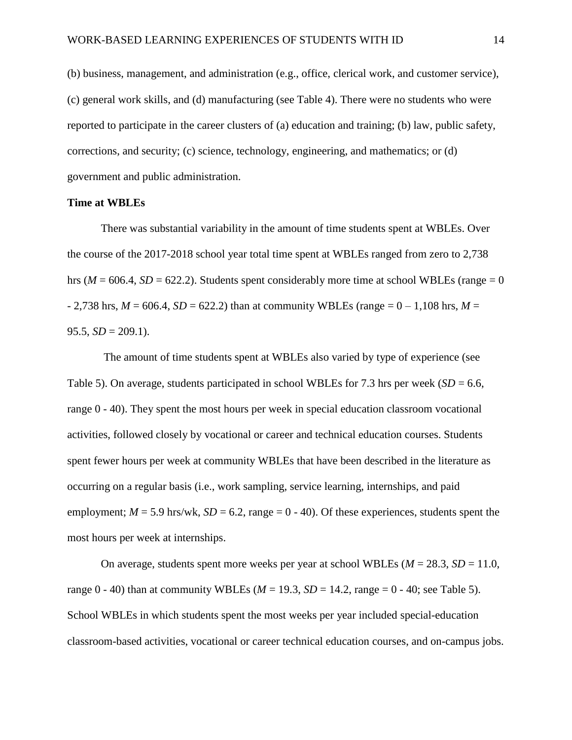(b) business, management, and administration (e.g., office, clerical work, and customer service), (c) general work skills, and (d) manufacturing (see Table 4). There were no students who were reported to participate in the career clusters of (a) education and training; (b) law, public safety, corrections, and security; (c) science, technology, engineering, and mathematics; or (d) government and public administration.

**Time at WBLEs**

There was substantial variability in the amount of time students spent at WBLEs. Over the course of the 2017-2018 school year total time spent at WBLEs ranged from zero to 2,738 hrs ($M$ = 606.4, $SD$ = 622.2). Students spent considerably more time at school WBLEs (range = 0 - 2,738 hrs, $M$ = 606.4, $SD$ = 622.2) than at community WBLEs (range = 0 – 1,108 hrs, $M$ = 95.5, $SD$ = 209.1).

The amount of time students spent at WBLEs also varied by type of experience (see Table 5). On average, students participated in school WBLEs for 7.3 hrs per week ($SD$ = 6.6, range 0 - 40). They spent the most hours per week in special education classroom vocational activities, followed closely by vocational or career and technical education courses. Students spent fewer hours per week at community WBLEs that have been described in the literature as occurring on a regular basis (i.e., work sampling, service learning, internships, and paid employment; $M$ = 5.9 hrs/wk, $SD$ = 6.2, range = 0 - 40). Of these experiences, students spent the most hours per week at internships.

On average, students spent more weeks per year at school WBLEs ($M$ = 28.3, $SD$ = 11.0, range 0 - 40) than at community WBLEs ($M$ = 19.3, $SD$ = 14.2, range = 0 - 40; see Table 5). School WBLEs in which students spent the most weeks per year included special-education classroom-based activities, vocational or career technical education courses, and on-campus jobs.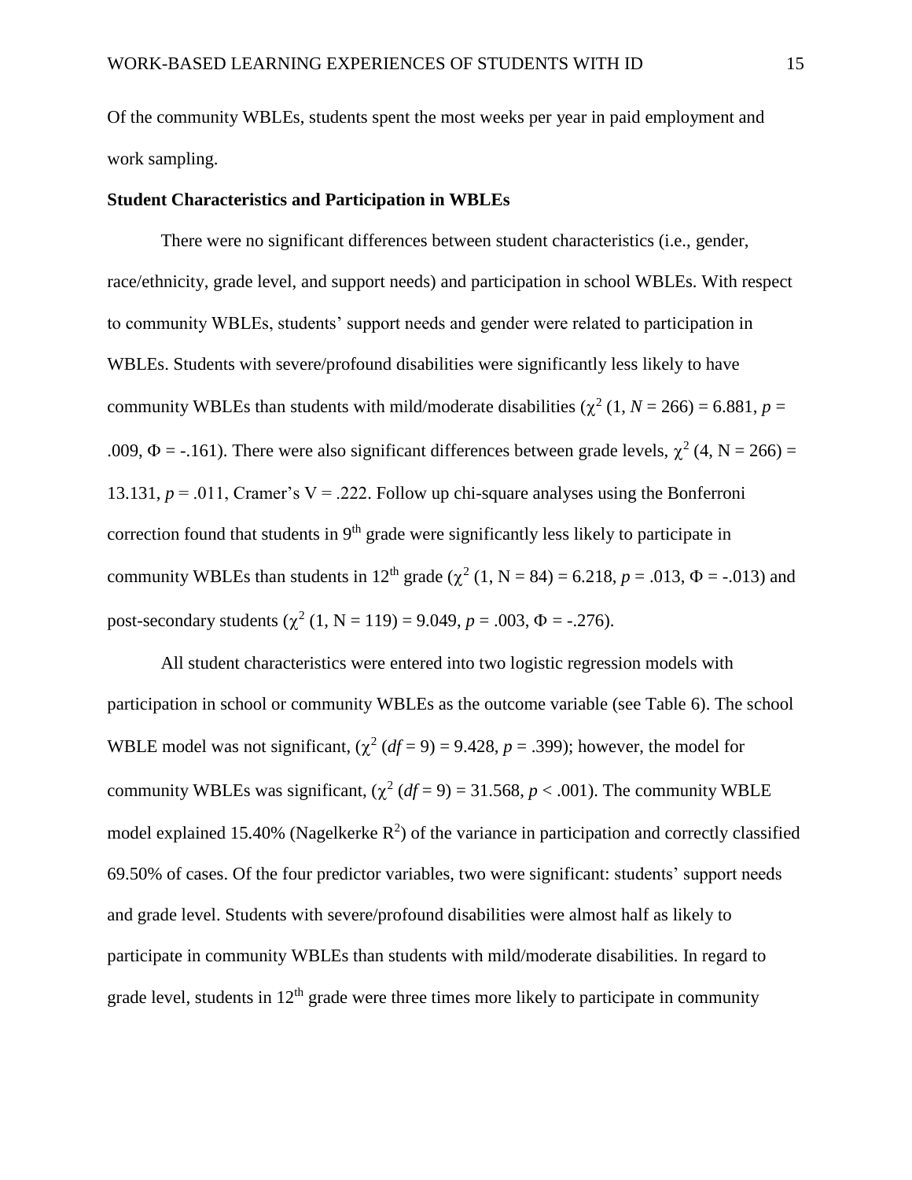Of the community WBLEs, students spent the most weeks per year in paid employment and work sampling.

**Student Characteristics and Participation in WBLEs**

There were no significant differences between student characteristics (i.e., gender, race/ethnicity, grade level, and support needs) and participation in school WBLEs. With respect to community WBLEs, students' support needs and gender were related to participation in WBLEs. Students with severe/profound disabilities were significantly less likely to have community WBLEs than students with mild/moderate disabilities ($\chi^2$ (1, *N* = 266) = 6.881, *p* = .009, $\Phi$ = -.161). There were also significant differences between grade levels, $\chi^2$ (4, N = 266) = 13.131, *p* = .011, Cramer's V = .222. Follow up chi-square analyses using the Bonferroni correction found that students in 9th grade were significantly less likely to participate in community WBLEs than students in 12th grade ($\chi^2$ (1, N = 84) = 6.218, *p* = .013, $\Phi$ = -.013) and post-secondary students ($\chi^2$ (1, N = 119) = 9.049, *p* = .003, $\Phi$ = -.276).

All student characteristics were entered into two logistic regression models with participation in school or community WBLEs as the outcome variable (see Table 6). The school WBLE model was not significant, ($\chi^2$ (*df* = 9) = 9.428, *p* = .399); however, the model for community WBLEs was significant, ($\chi^2$ (*df* = 9) = 31.568, *p* < .001). The community WBLE model explained 15.40% (Nagelkerke $R^2$) of the variance in participation and correctly classified 69.50% of cases. Of the four predictor variables, two were significant: students' support needs and grade level. Students with severe/profound disabilities were almost half as likely to participate in community WBLEs than students with mild/moderate disabilities. In regard to grade level, students in 12th grade were three times more likely to participate in community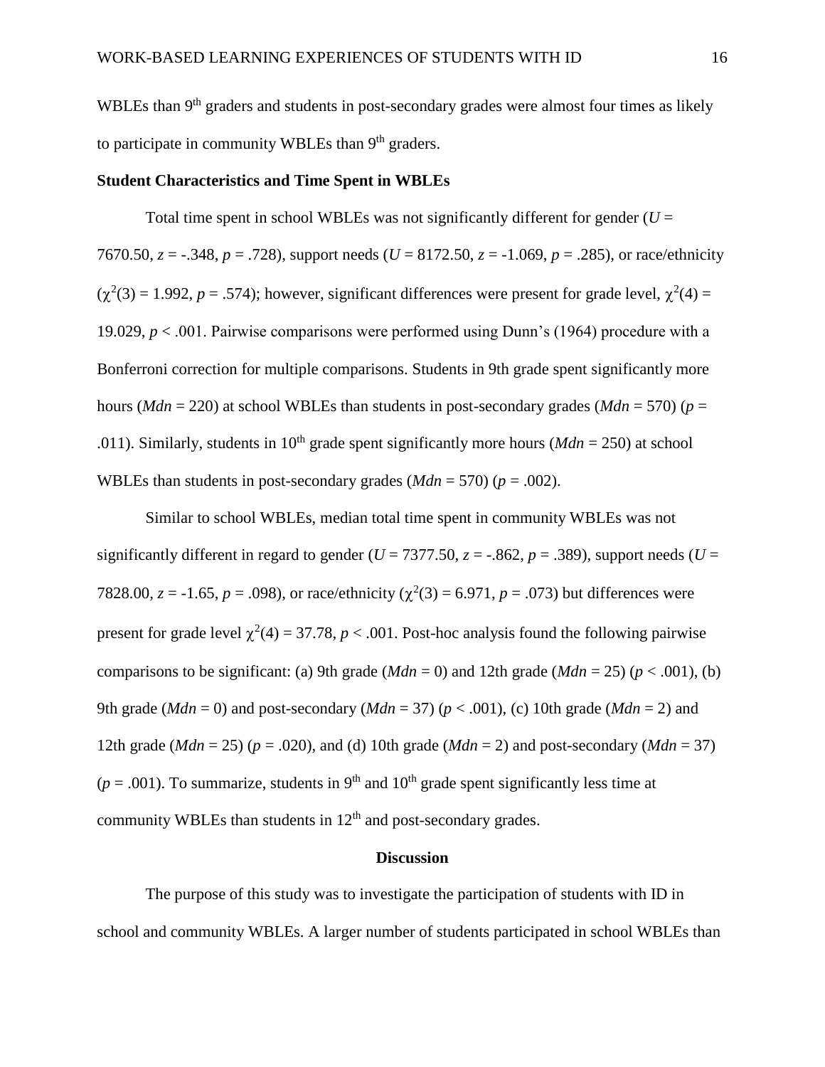WBLEs than 9th graders and students in post-secondary grades were almost four times as likely to participate in community WBLEs than 9th graders.

**Student Characteristics and Time Spent in WBLEs**

Total time spent in school WBLEs was not significantly different for gender ($U$ = 7670.50, $z$ = -.348, $p$ = .728), support needs ($U$ = 8172.50, $z$ = -1.069, $p$ = .285), or race/ethnicity ($\chi^2(3)$ = 1.992, $p$ = .574); however, significant differences were present for grade level, $\chi^2(4)$ = 19.029, $p$ < .001. Pairwise comparisons were performed using Dunn's (1964) procedure with a Bonferroni correction for multiple comparisons. Students in 9th grade spent significantly more hours (*Mdn* = 220) at school WBLEs than students in post-secondary grades (*Mdn* = 570) ($p$ = .011). Similarly, students in 10th grade spent significantly more hours (*Mdn* = 250) at school WBLEs than students in post-secondary grades (*Mdn* = 570) ($p$ = .002).

Similar to school WBLEs, median total time spent in community WBLEs was not significantly different in regard to gender ($U$ = 7377.50, $z$ = -.862, $p$ = .389), support needs ($U$ = 7828.00, $z$ = -1.65, $p$ = .098), or race/ethnicity ($\chi^2(3)$ = 6.971, $p$ = .073) but differences were present for grade level $\chi^2(4)$ = 37.78, $p$ < .001. Post-hoc analysis found the following pairwise comparisons to be significant: (a) 9th grade (*Mdn* = 0) and 12th grade (*Mdn* = 25) ($p$ < .001), (b) 9th grade (*Mdn* = 0) and post-secondary (*Mdn* = 37) ($p$ < .001), (c) 10th grade (*Mdn* = 2) and 12th grade (*Mdn* = 25) ($p$ = .020), and (d) 10th grade (*Mdn* = 2) and post-secondary (*Mdn* = 37) ($p$ = .001). To summarize, students in 9th and 10th grade spent significantly less time at community WBLEs than students in 12th and post-secondary grades.

## Discussion

The purpose of this study was to investigate the participation of students with ID in school and community WBLEs. A larger number of students participated in school WBLEs than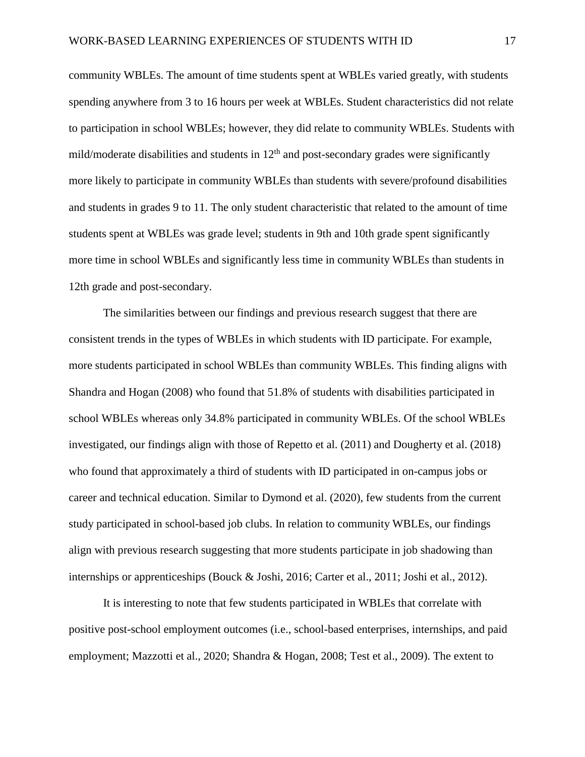community WBLEs. The amount of time students spent at WBLEs varied greatly, with students spending anywhere from 3 to 16 hours per week at WBLEs. Student characteristics did not relate to participation in school WBLEs; however, they did relate to community WBLEs. Students with mild/moderate disabilities and students in 12th and post-secondary grades were significantly more likely to participate in community WBLEs than students with severe/profound disabilities and students in grades 9 to 11. The only student characteristic that related to the amount of time students spent at WBLEs was grade level; students in 9th and 10th grade spent significantly more time in school WBLEs and significantly less time in community WBLEs than students in 12th grade and post-secondary.

The similarities between our findings and previous research suggest that there are consistent trends in the types of WBLEs in which students with ID participate. For example, more students participated in school WBLEs than community WBLEs. This finding aligns with Shandra and Hogan (2008) who found that 51.8% of students with disabilities participated in school WBLEs whereas only 34.8% participated in community WBLEs. Of the school WBLEs investigated, our findings align with those of Repetto et al. (2011) and Dougherty et al. (2018) who found that approximately a third of students with ID participated in on-campus jobs or career and technical education. Similar to Dymond et al. (2020), few students from the current study participated in school-based job clubs. In relation to community WBLEs, our findings align with previous research suggesting that more students participate in job shadowing than internships or apprenticeships (Bouck & Joshi, 2016; Carter et al., 2011; Joshi et al., 2012).

It is interesting to note that few students participated in WBLEs that correlate with positive post-school employment outcomes (i.e., school-based enterprises, internships, and paid employment; Mazzotti et al., 2020; Shandra & Hogan, 2008; Test et al., 2009). The extent to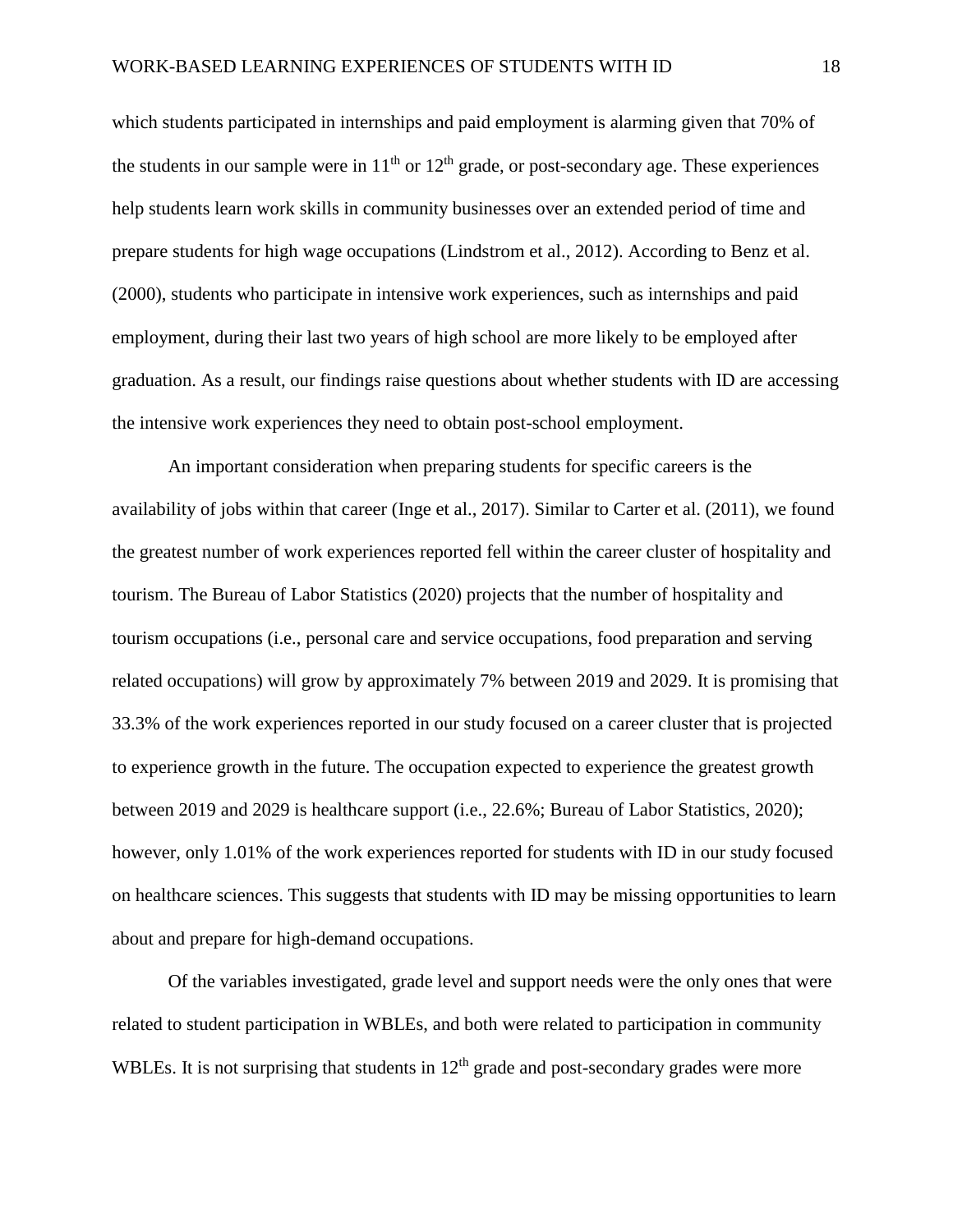which students participated in internships and paid employment is alarming given that 70% of the students in our sample were in 11th or 12th grade, or post-secondary age. These experiences help students learn work skills in community businesses over an extended period of time and prepare students for high wage occupations (Lindstrom et al., 2012). According to Benz et al. (2000), students who participate in intensive work experiences, such as internships and paid employment, during their last two years of high school are more likely to be employed after graduation. As a result, our findings raise questions about whether students with ID are accessing the intensive work experiences they need to obtain post-school employment.

An important consideration when preparing students for specific careers is the availability of jobs within that career (Inge et al., 2017). Similar to Carter et al. (2011), we found the greatest number of work experiences reported fell within the career cluster of hospitality and tourism. The Bureau of Labor Statistics (2020) projects that the number of hospitality and tourism occupations (i.e., personal care and service occupations, food preparation and serving related occupations) will grow by approximately 7% between 2019 and 2029. It is promising that 33.3% of the work experiences reported in our study focused on a career cluster that is projected to experience growth in the future. The occupation expected to experience the greatest growth between 2019 and 2029 is healthcare support (i.e., 22.6%; Bureau of Labor Statistics, 2020); however, only 1.01% of the work experiences reported for students with ID in our study focused on healthcare sciences. This suggests that students with ID may be missing opportunities to learn about and prepare for high-demand occupations.

Of the variables investigated, grade level and support needs were the only ones that were related to student participation in WBLEs, and both were related to participation in community WBLEs. It is not surprising that students in 12th grade and post-secondary grades were more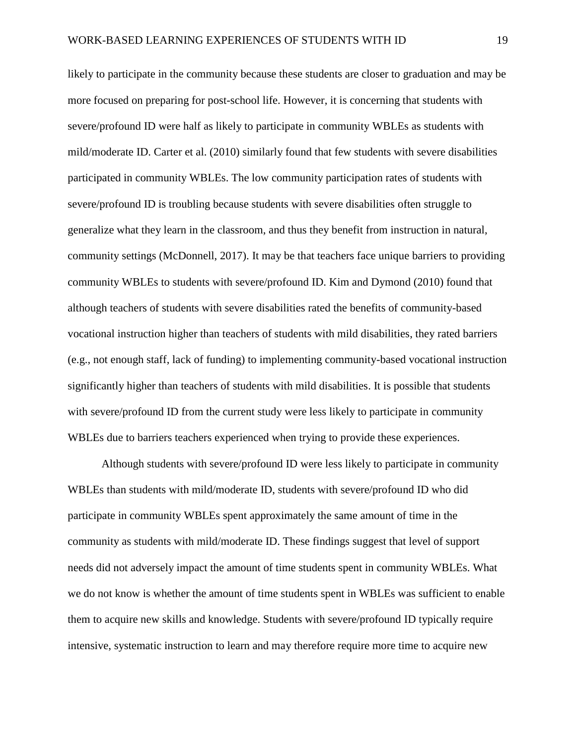likely to participate in the community because these students are closer to graduation and may be more focused on preparing for post-school life. However, it is concerning that students with severe/profound ID were half as likely to participate in community WBLEs as students with mild/moderate ID. Carter et al. (2010) similarly found that few students with severe disabilities participated in community WBLEs. The low community participation rates of students with severe/profound ID is troubling because students with severe disabilities often struggle to generalize what they learn in the classroom, and thus they benefit from instruction in natural, community settings (McDonnell, 2017). It may be that teachers face unique barriers to providing community WBLEs to students with severe/profound ID. Kim and Dymond (2010) found that although teachers of students with severe disabilities rated the benefits of community-based vocational instruction higher than teachers of students with mild disabilities, they rated barriers (e.g., not enough staff, lack of funding) to implementing community-based vocational instruction significantly higher than teachers of students with mild disabilities. It is possible that students with severe/profound ID from the current study were less likely to participate in community WBLEs due to barriers teachers experienced when trying to provide these experiences.

Although students with severe/profound ID were less likely to participate in community WBLEs than students with mild/moderate ID, students with severe/profound ID who did participate in community WBLEs spent approximately the same amount of time in the community as students with mild/moderate ID. These findings suggest that level of support needs did not adversely impact the amount of time students spent in community WBLEs. What we do not know is whether the amount of time students spent in WBLEs was sufficient to enable them to acquire new skills and knowledge. Students with severe/profound ID typically require intensive, systematic instruction to learn and may therefore require more time to acquire new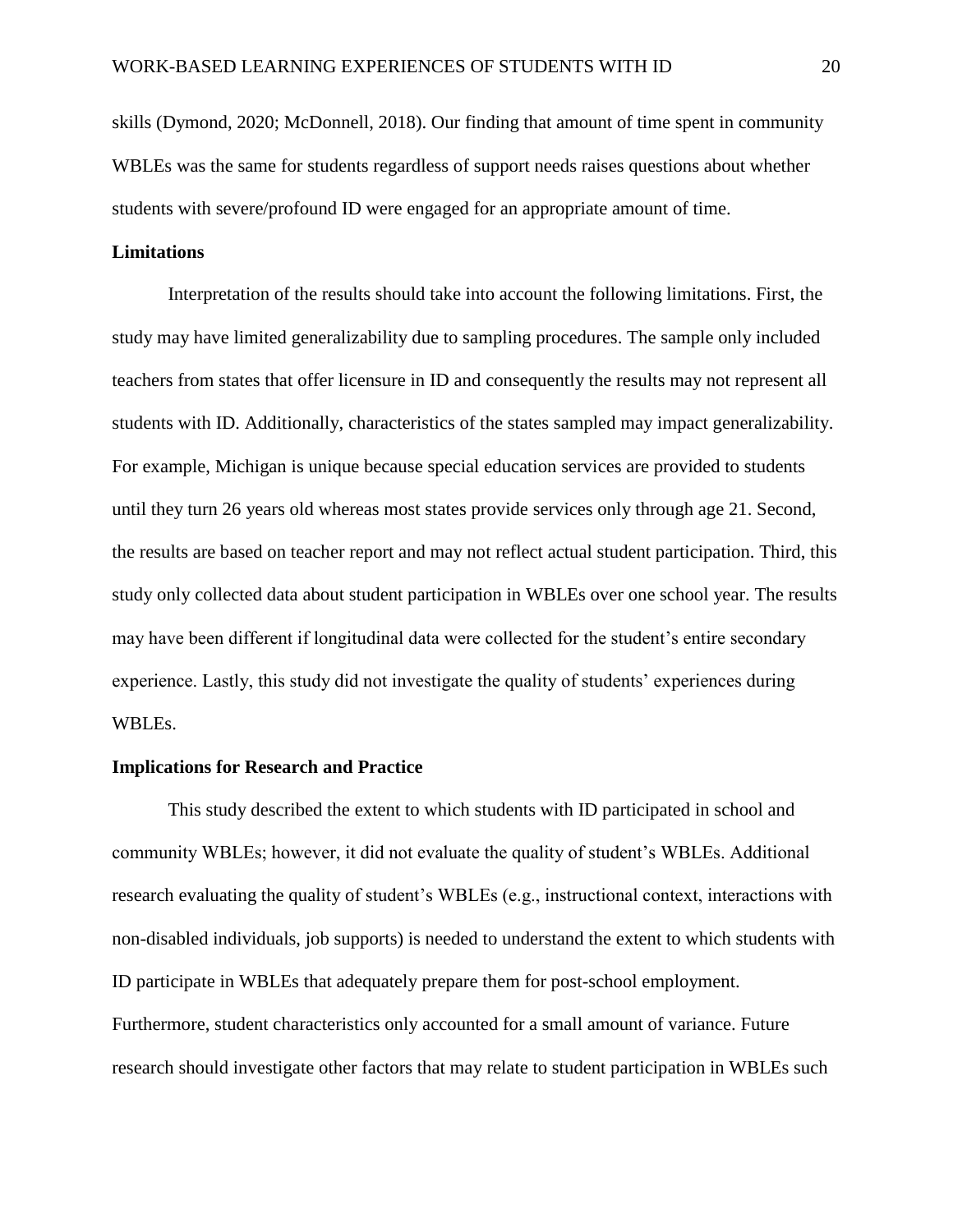skills (Dymond, 2020; McDonnell, 2018). Our finding that amount of time spent in community WBLEs was the same for students regardless of support needs raises questions about whether students with severe/profound ID were engaged for an appropriate amount of time.

## Limitations

Interpretation of the results should take into account the following limitations. First, the study may have limited generalizability due to sampling procedures. The sample only included teachers from states that offer licensure in ID and consequently the results may not represent all students with ID. Additionally, characteristics of the states sampled may impact generalizability. For example, Michigan is unique because special education services are provided to students until they turn 26 years old whereas most states provide services only through age 21. Second, the results are based on teacher report and may not reflect actual student participation. Third, this study only collected data about student participation in WBLEs over one school year. The results may have been different if longitudinal data were collected for the student's entire secondary experience. Lastly, this study did not investigate the quality of students' experiences during WBLEs.

## Implications for Research and Practice

This study described the extent to which students with ID participated in school and community WBLEs; however, it did not evaluate the quality of student's WBLEs. Additional research evaluating the quality of student's WBLEs (e.g., instructional context, interactions with non-disabled individuals, job supports) is needed to understand the extent to which students with ID participate in WBLEs that adequately prepare them for post-school employment. Furthermore, student characteristics only accounted for a small amount of variance. Future research should investigate other factors that may relate to student participation in WBLEs such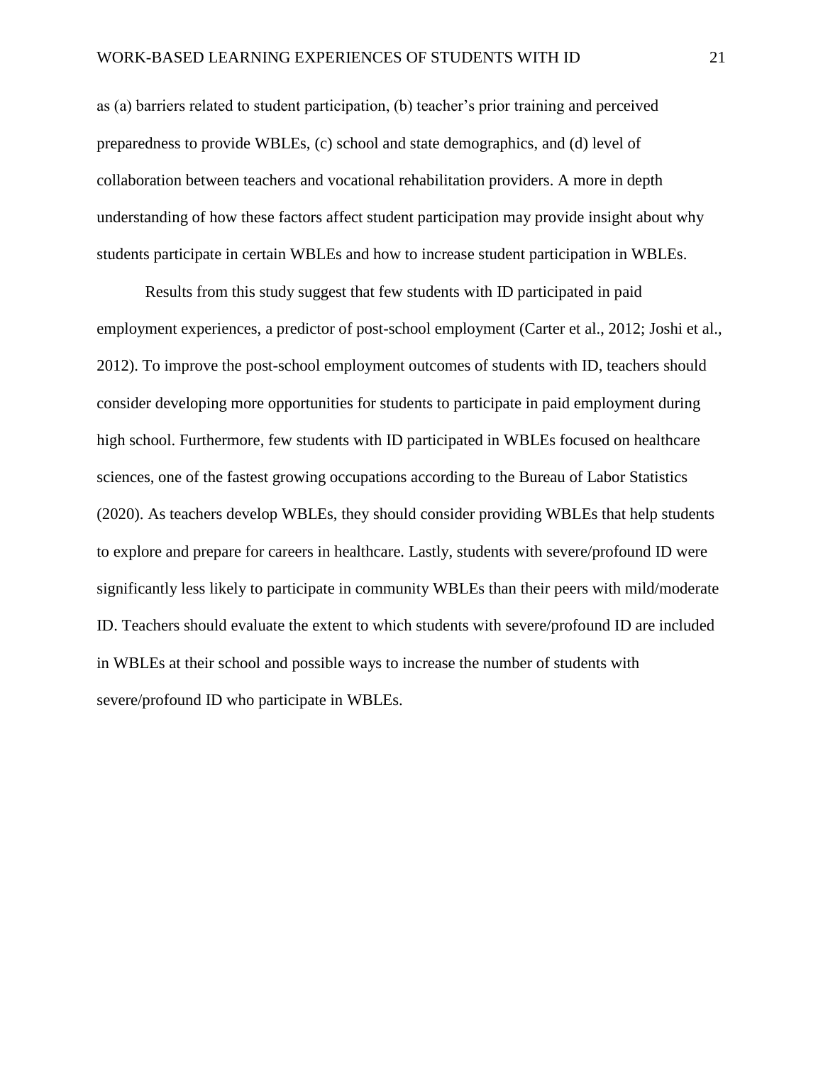as (a) barriers related to student participation, (b) teacher's prior training and perceived preparedness to provide WBLEs, (c) school and state demographics, and (d) level of collaboration between teachers and vocational rehabilitation providers. A more in depth understanding of how these factors affect student participation may provide insight about why students participate in certain WBLEs and how to increase student participation in WBLEs.

Results from this study suggest that few students with ID participated in paid employment experiences, a predictor of post-school employment (Carter et al., 2012; Joshi et al., 2012). To improve the post-school employment outcomes of students with ID, teachers should consider developing more opportunities for students to participate in paid employment during high school. Furthermore, few students with ID participated in WBLEs focused on healthcare sciences, one of the fastest growing occupations according to the Bureau of Labor Statistics (2020). As teachers develop WBLEs, they should consider providing WBLEs that help students to explore and prepare for careers in healthcare. Lastly, students with severe/profound ID were significantly less likely to participate in community WBLEs than their peers with mild/moderate ID. Teachers should evaluate the extent to which students with severe/profound ID are included in WBLEs at their school and possible ways to increase the number of students with severe/profound ID who participate in WBLEs.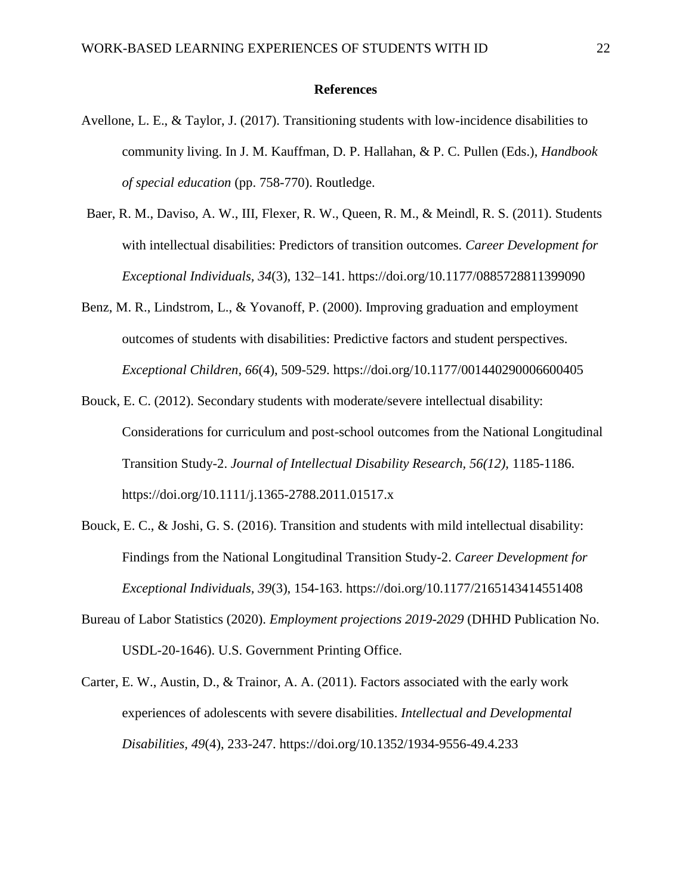## References

Avellone, L. E., & Taylor, J. (2017). Transitioning students with low-incidence disabilities to community living. In J. M. Kauffman, D. P. Hallahan, & P. C. Pullen (Eds.), *Handbook of special education* (pp. 758-770). Routledge.

Baer, R. M., Daviso, A. W., III, Flexer, R. W., Queen, R. M., & Meindl, R. S. (2011). Students with intellectual disabilities: Predictors of transition outcomes. *Career Development for Exceptional Individuals, 34*(3), 132–141. https://doi.org/10.1177/0885728811399090

Benz, M. R., Lindstrom, L., & Yovanoff, P. (2000). Improving graduation and employment outcomes of students with disabilities: Predictive factors and student perspectives. *Exceptional Children, 66*(4), 509-529. https://doi.org/10.1177/001440290006600405

Bouck, E. C. (2012). Secondary students with moderate/severe intellectual disability: Considerations for curriculum and post-school outcomes from the National Longitudinal Transition Study-2. *Journal of Intellectual Disability Research, 56(12),* 1185-1186. https://doi.org/10.1111/j.1365-2788.2011.01517.x

Bouck, E. C., & Joshi, G. S. (2016). Transition and students with mild intellectual disability: Findings from the National Longitudinal Transition Study-2. *Career Development for Exceptional Individuals, 39*(3), 154-163. https://doi.org/10.1177/2165143414551408

Bureau of Labor Statistics (2020). *Employment projections 2019-2029* (DHHD Publication No. USDL-20-1646). U.S. Government Printing Office.

Carter, E. W., Austin, D., & Trainor, A. A. (2011). Factors associated with the early work experiences of adolescents with severe disabilities. *Intellectual and Developmental Disabilities, 49*(4), 233-247. https://doi.org/10.1352/1934-9556-49.4.233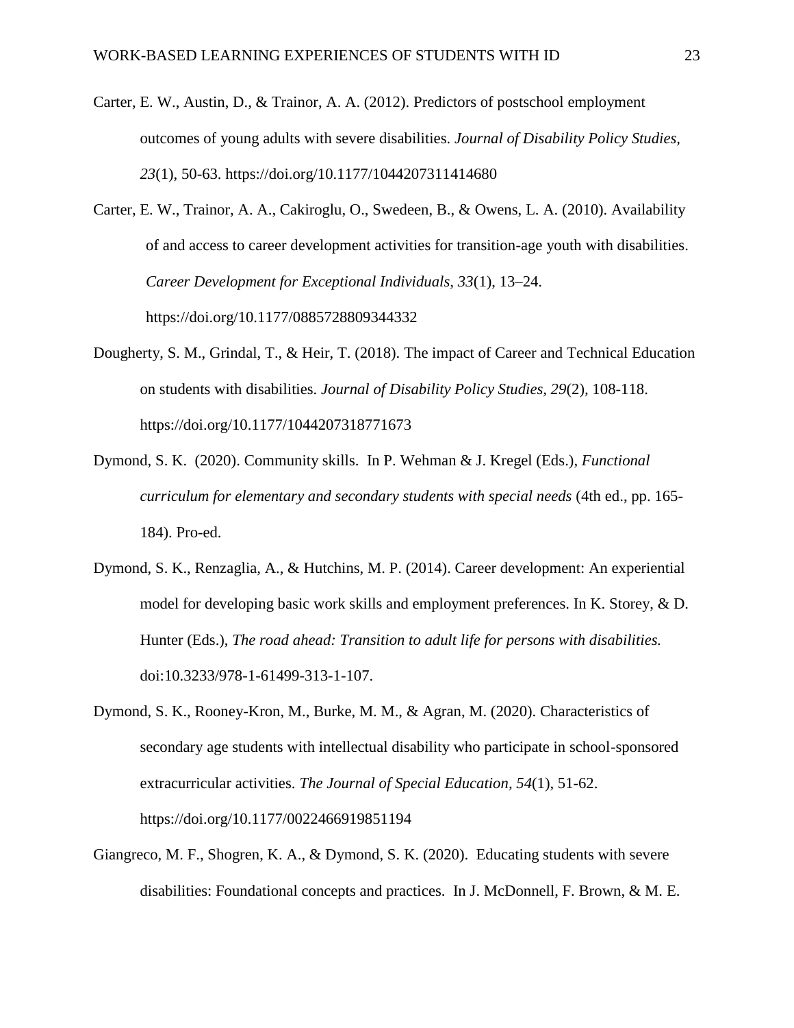Carter, E. W., Austin, D., & Trainor, A. A. (2012). Predictors of postschool employment outcomes of young adults with severe disabilities. *Journal of Disability Policy Studies, 23*(1), 50-63. https://doi.org/10.1177/1044207311414680

Carter, E. W., Trainor, A. A., Cakiroglu, O., Swedeen, B., & Owens, L. A. (2010). Availability of and access to career development activities for transition-age youth with disabilities. *Career Development for Exceptional Individuals, 33*(1), 13–24. https://doi.org/10.1177/0885728809344332

Dougherty, S. M., Grindal, T., & Heir, T. (2018). The impact of Career and Technical Education on students with disabilities. *Journal of Disability Policy Studies, 29*(2), 108-118. https://doi.org/10.1177/1044207318771673

Dymond, S. K. (2020). Community skills. In P. Wehman & J. Kregel (Eds.), *Functional curriculum for elementary and secondary students with special needs* (4th ed., pp. 165-184). Pro-ed.

Dymond, S. K., Renzaglia, A., & Hutchins, M. P. (2014). Career development: An experiential model for developing basic work skills and employment preferences. In K. Storey, & D. Hunter (Eds.), *The road ahead: Transition to adult life for persons with disabilities.* doi:10.3233/978-1-61499-313-1-107.

Dymond, S. K., Rooney-Kron, M., Burke, M. M., & Agran, M. (2020). Characteristics of secondary age students with intellectual disability who participate in school-sponsored extracurricular activities. *The Journal of Special Education, 54*(1), 51-62. https://doi.org/10.1177/0022466919851194

Giangreco, M. F., Shogren, K. A., & Dymond, S. K. (2020). Educating students with severe disabilities: Foundational concepts and practices. In J. McDonnell, F. Brown, & M. E.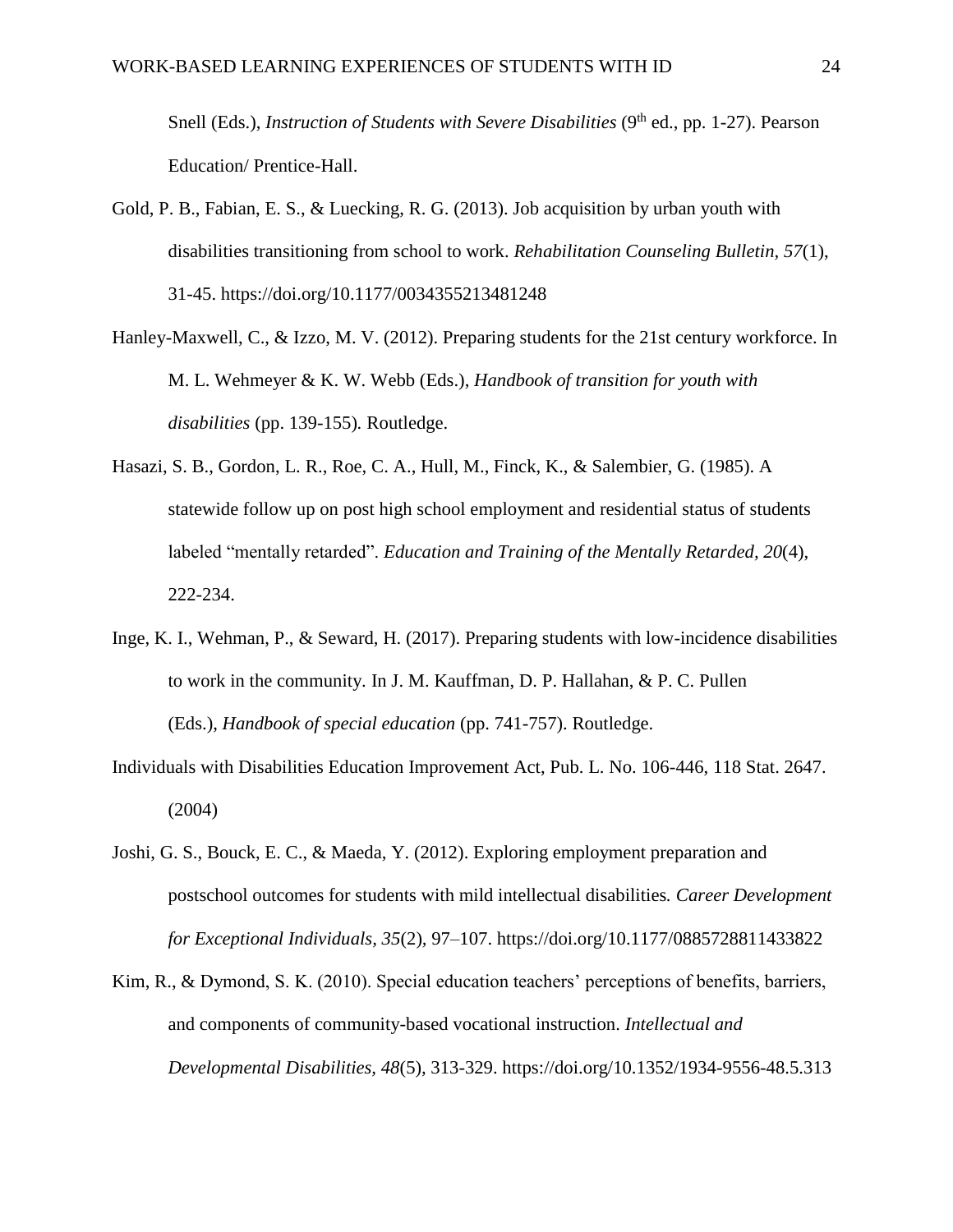Snell (Eds.), *Instruction of Students with Severe Disabilities* (9th ed., pp. 1-27). Pearson Education/ Prentice-Hall.

Gold, P. B., Fabian, E. S., & Luecking, R. G. (2013). Job acquisition by urban youth with disabilities transitioning from school to work. *Rehabilitation Counseling Bulletin, 57*(1), 31-45. https://doi.org/10.1177/0034355213481248

Hanley-Maxwell, C., & Izzo, M. V. (2012). Preparing students for the 21st century workforce. In M. L. Wehmeyer & K. W. Webb (Eds.), *Handbook of transition for youth with disabilities* (pp. 139-155). Routledge.

Hasazi, S. B., Gordon, L. R., Roe, C. A., Hull, M., Finck, K., & Salembier, G. (1985). A statewide follow up on post high school employment and residential status of students labeled "mentally retarded". *Education and Training of the Mentally Retarded*, *20*(4), 222-234.

Inge, K. I., Wehman, P., & Seward, H. (2017). Preparing students with low-incidence disabilities to work in the community. In J. M. Kauffman, D. P. Hallahan, & P. C. Pullen (Eds.), *Handbook of special education* (pp. 741-757). Routledge.

Individuals with Disabilities Education Improvement Act, Pub. L. No. 106-446, 118 Stat. 2647. (2004)

Joshi, G. S., Bouck, E. C., & Maeda, Y. (2012). Exploring employment preparation and postschool outcomes for students with mild intellectual disabilities. *Career Development for Exceptional Individuals, 35*(2), 97–107. https://doi.org/10.1177/0885728811433822

Kim, R., & Dymond, S. K. (2010). Special education teachers' perceptions of benefits, barriers, and components of community-based vocational instruction. *Intellectual and Developmental Disabilities, 48*(5), 313-329. https://doi.org/10.1352/1934-9556-48.5.313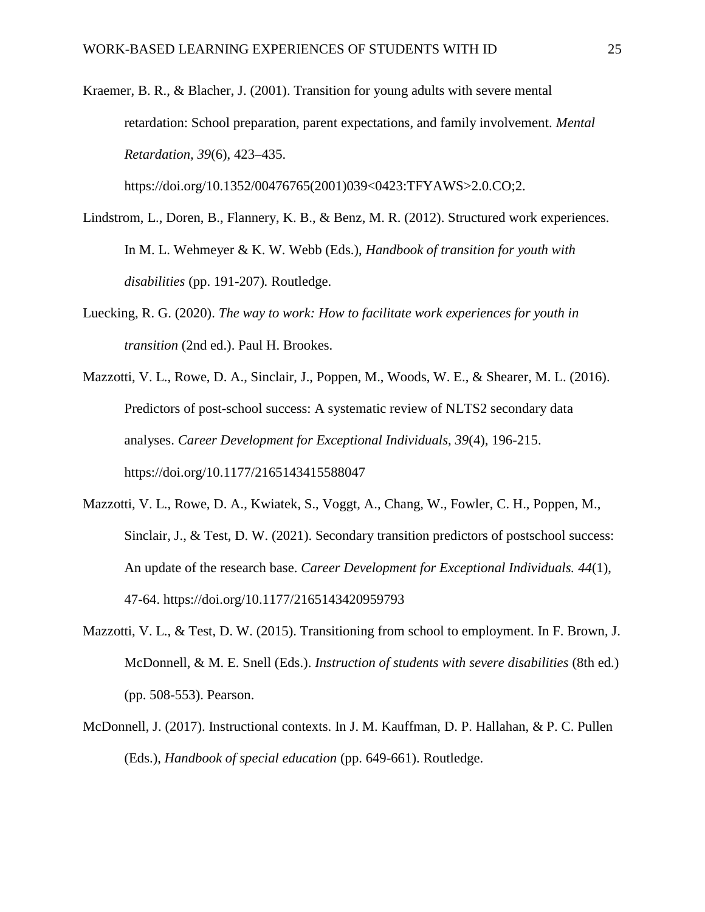Kraemer, B. R., & Blacher, J. (2001). Transition for young adults with severe mental retardation: School preparation, parent expectations, and family involvement. *Mental Retardation, 39*(6), 423–435. https://doi.org/10.1352/00476765(2001)039<0423:TFYAWS>2.0.CO;2.

Lindstrom, L., Doren, B., Flannery, K. B., & Benz, M. R. (2012). Structured work experiences. In M. L. Wehmeyer & K. W. Webb (Eds.), *Handbook of transition for youth with disabilities* (pp. 191-207)*.* Routledge.

Luecking, R. G. (2020). *The way to work: How to facilitate work experiences for youth in transition* (2nd ed.). Paul H. Brookes.

Mazzotti, V. L., Rowe, D. A., Sinclair, J., Poppen, M., Woods, W. E., & Shearer, M. L. (2016). Predictors of post-school success: A systematic review of NLTS2 secondary data analyses. *Career Development for Exceptional Individuals, 39*(4), 196-215. https://doi.org/10.1177/2165143415588047

Mazzotti, V. L., Rowe, D. A., Kwiatek, S., Voggt, A., Chang, W., Fowler, C. H., Poppen, M., Sinclair, J., & Test, D. W. (2021). Secondary transition predictors of postschool success: An update of the research base. *Career Development for Exceptional Individuals. 44*(1), 47-64. https://doi.org/10.1177/2165143420959793

Mazzotti, V. L., & Test, D. W. (2015). Transitioning from school to employment. In F. Brown, J. McDonnell, & M. E. Snell (Eds.). *Instruction of students with severe disabilities* (8th ed.) (pp. 508-553). Pearson.

McDonnell, J. (2017). Instructional contexts. In J. M. Kauffman, D. P. Hallahan, & P. C. Pullen (Eds.), *Handbook of special education* (pp. 649-661). Routledge.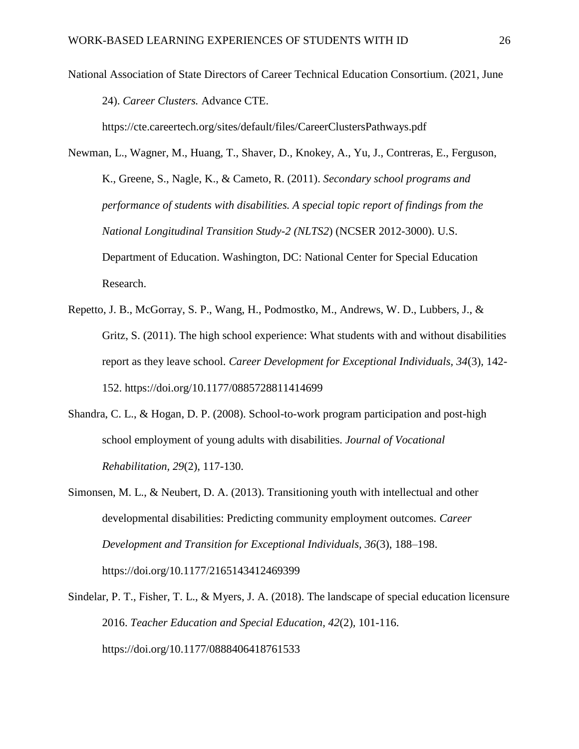National Association of State Directors of Career Technical Education Consortium. (2021, June 24). *Career Clusters.* Advance CTE. https://cte.careertech.org/sites/default/files/CareerClustersPathways.pdf

Newman, L., Wagner, M., Huang, T., Shaver, D., Knokey, A., Yu, J., Contreras, E., Ferguson, K., Greene, S., Nagle, K., & Cameto, R. (2011). *Secondary school programs and performance of students with disabilities. A special topic report of findings from the National Longitudinal Transition Study-2 (NLTS2*) (NCSER 2012-3000). U.S. Department of Education. Washington, DC: National Center for Special Education Research.

Repetto, J. B., McGorray, S. P., Wang, H., Podmostko, M., Andrews, W. D., Lubbers, J., & Gritz, S. (2011). The high school experience: What students with and without disabilities report as they leave school. *Career Development for Exceptional Individuals, 34*(3), 142-152. https://doi.org/10.1177/0885728811414699

Shandra, C. L., & Hogan, D. P. (2008). School-to-work program participation and post-high school employment of young adults with disabilities. *Journal of Vocational Rehabilitation*, *29*(2), 117-130.

Simonsen, M. L., & Neubert, D. A. (2013). Transitioning youth with intellectual and other developmental disabilities: Predicting community employment outcomes. *Career Development and Transition for Exceptional Individuals, 36*(3), 188–198. https://doi.org/10.1177/2165143412469399

Sindelar, P. T., Fisher, T. L., & Myers, J. A. (2018). The landscape of special education licensure 2016. *Teacher Education and Special Education, 42*(2), 101-116. https://doi.org/10.1177/0888406418761533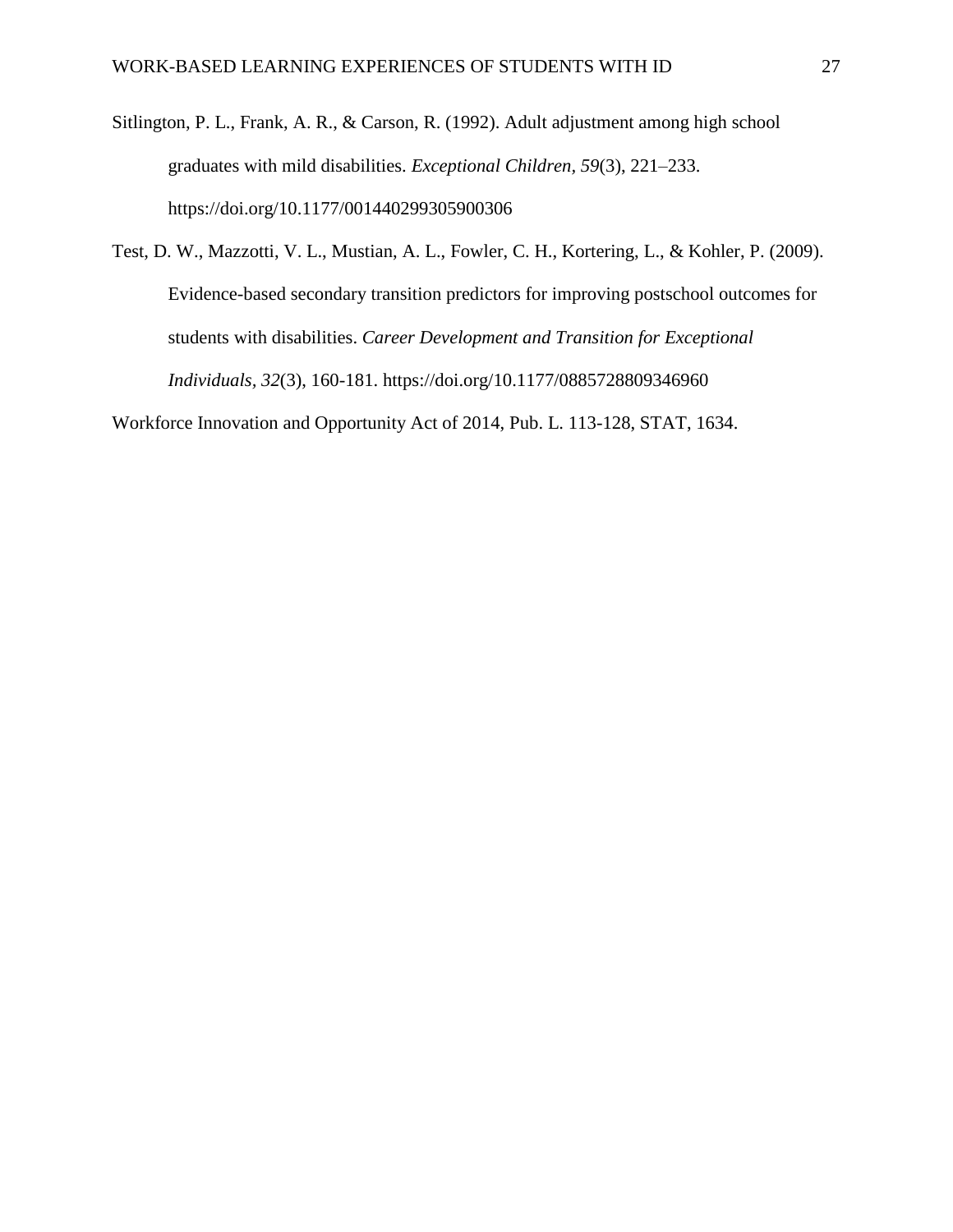Sitlington, P. L., Frank, A. R., & Carson, R. (1992). Adult adjustment among high school graduates with mild disabilities. *Exceptional Children*, *59*(3), 221–233. https://doi.org/10.1177/001440299305900306

Test, D. W., Mazzotti, V. L., Mustian, A. L., Fowler, C. H., Kortering, L., & Kohler, P. (2009). Evidence-based secondary transition predictors for improving postschool outcomes for students with disabilities. *Career Development and Transition for Exceptional Individuals, 32*(3), 160-181. https://doi.org/10.1177/0885728809346960

Workforce Innovation and Opportunity Act of 2014, Pub. L. 113-128, STAT, 1634.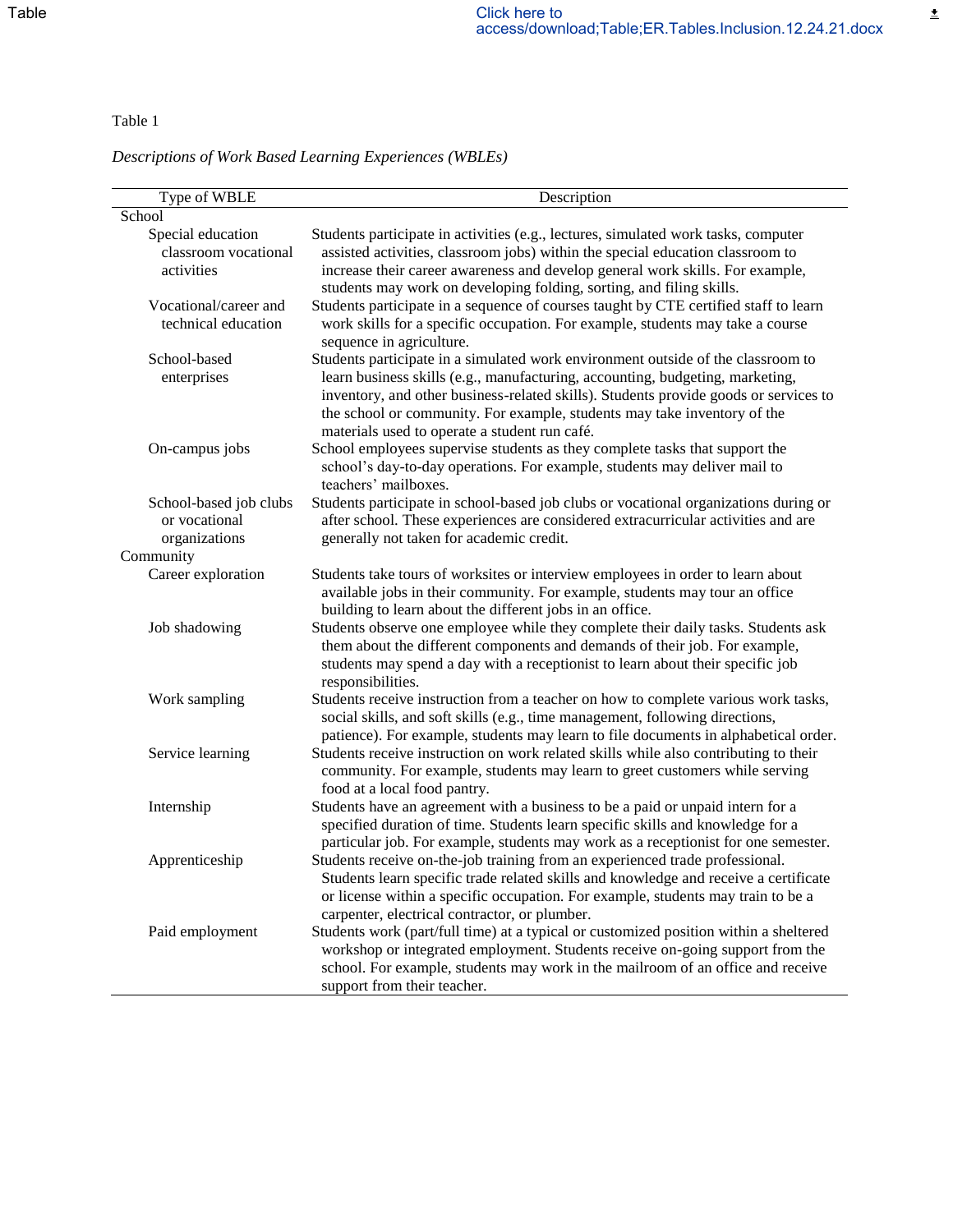Table 1

*Descriptions of Work Based Learning Experiences (WBLEs)*

| Type of WBLE | Description |
|---|---|
| School | |
| Special education classroom vocational activities | Students participate in activities (e.g., lectures, simulated work tasks, computer assisted activities, classroom jobs) within the special education classroom to increase their career awareness and develop general work skills. For example, students may work on developing folding, sorting, and filing skills. |
| Vocational/career and technical education | Students participate in a sequence of courses taught by CTE certified staff to learn work skills for a specific occupation. For example, students may take a course sequence in agriculture. |
| School-based enterprises | Students participate in a simulated work environment outside of the classroom to learn business skills (e.g., manufacturing, accounting, budgeting, marketing, inventory, and other business-related skills). Students provide goods or services to the school or community. For example, students may take inventory of the materials used to operate a student run café. |
| On-campus jobs | School employees supervise students as they complete tasks that support the school's day-to-day operations. For example, students may deliver mail to teachers' mailboxes. |
| School-based job clubs or vocational organizations | Students participate in school-based job clubs or vocational organizations during or after school. These experiences are considered extracurricular activities and are generally not taken for academic credit. |
| Community | |
| Career exploration | Students take tours of worksites or interview employees in order to learn about available jobs in their community. For example, students may tour an office building to learn about the different jobs in an office. |
| Job shadowing | Students observe one employee while they complete their daily tasks. Students ask them about the different components and demands of their job. For example, students may spend a day with a receptionist to learn about their specific job responsibilities. |
| Work sampling | Students receive instruction from a teacher on how to complete various work tasks, social skills, and soft skills (e.g., time management, following directions, patience). For example, students may learn to file documents in alphabetical order. |
| Service learning | Students receive instruction on work related skills while also contributing to their community. For example, students may learn to greet customers while serving food at a local food pantry. |
| Internship | Students have an agreement with a business to be a paid or unpaid intern for a specified duration of time. Students learn specific skills and knowledge for a particular job. For example, students may work as a receptionist for one semester. |
| Apprenticeship | Students receive on-the-job training from an experienced trade professional. Students learn specific trade related skills and knowledge and receive a certificate or license within a specific occupation. For example, students may train to be a carpenter, electrical contractor, or plumber. |
| Paid employment | Students work (part/full time) at a typical or customized position within a sheltered workshop or integrated employment. Students receive on-going support from the school. For example, students may work in the mailroom of an office and receive support from their teacher. |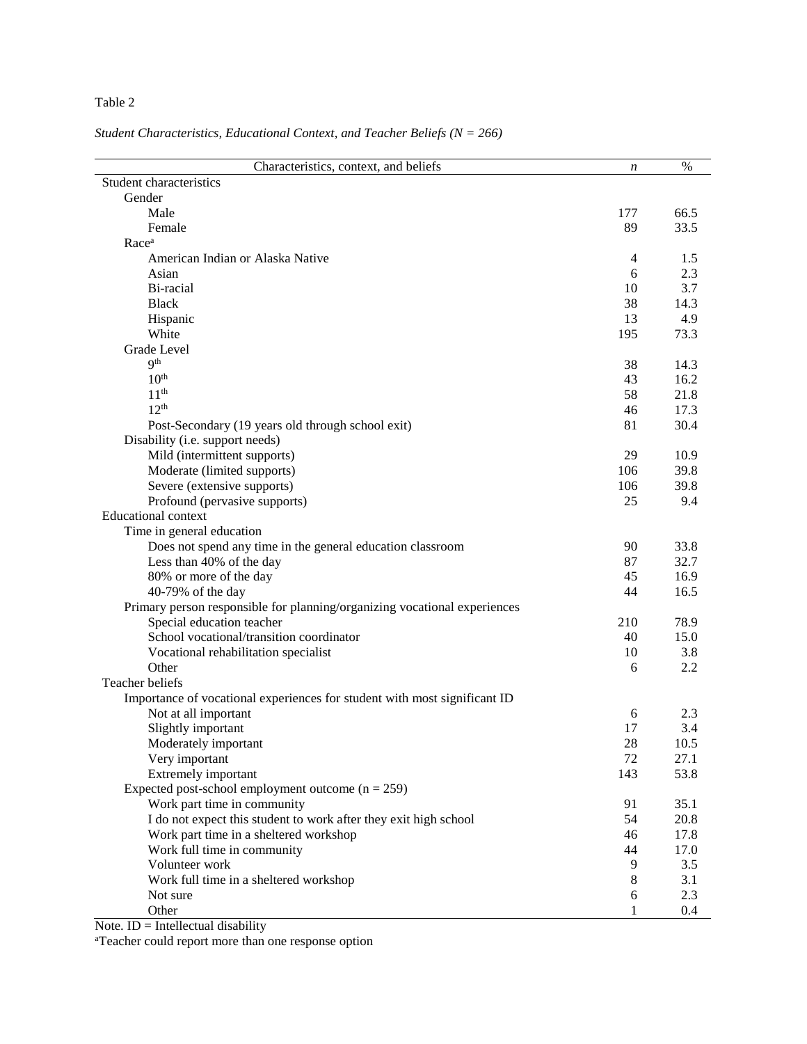Table 2

*Student Characteristics, Educational Context, and Teacher Beliefs (N = 266)*

| Characteristics, context, and beliefs | *n* | % |
|---|---|---|
| Student characteristics | | |
| Gender | | |
| Male | 177 | 66.5 |
| Female | 89 | 33.5 |
| Race[a] | | |
| American Indian or Alaska Native | 4 | 1.5 |
| Asian | 6 | 2.3 |
| Bi-racial | 10 | 3.7 |
| Black | 38 | 14.3 |
| Hispanic | 13 | 4.9 |
| White | 195 | 73.3 |
| Grade Level | | |
| 9th | 38 | 14.3 |
| 10th | 43 | 16.2 |
| 11th | 58 | 21.8 |
| 12th | 46 | 17.3 |
| Post-Secondary (19 years old through school exit) | 81 | 30.4 |
| Disability (i.e. support needs) | | |
| Mild (intermittent supports) | 29 | 10.9 |
| Moderate (limited supports) | 106 | 39.8 |
| Severe (extensive supports) | 106 | 39.8 |
| Profound (pervasive supports) | 25 | 9.4 |
| Educational context | | |
| Time in general education | | |
| Does not spend any time in the general education classroom | 90 | 33.8 |
| Less than 40% of the day | 87 | 32.7 |
| 80% or more of the day | 45 | 16.9 |
| 40-79% of the day | 44 | 16.5 |
| Primary person responsible for planning/organizing vocational experiences | | |
| Special education teacher | 210 | 78.9 |
| School vocational/transition coordinator | 40 | 15.0 |
| Vocational rehabilitation specialist | 10 | 3.8 |
| Other | 6 | 2.2 |
| Teacher beliefs | | |
| Importance of vocational experiences for student with most significant ID | | |
| Not at all important | 6 | 2.3 |
| Slightly important | 17 | 3.4 |
| Moderately important | 28 | 10.5 |
| Very important | 72 | 27.1 |
| Extremely important | 143 | 53.8 |
| Expected post-school employment outcome (n = 259) | | |
| Work part time in community | 91 | 35.1 |
| I do not expect this student to work after they exit high school | 54 | 20.8 |
| Work part time in a sheltered workshop | 46 | 17.8 |
| Work full time in community | 44 | 17.0 |
| Volunteer work | 9 | 3.5 |
| Work full time in a sheltered workshop | 8 | 3.1 |
| Not sure | 6 | 2.3 |
| Other | 1 | 0.4 |

Note. ID = Intellectual disability

[a]Teacher could report more than one response option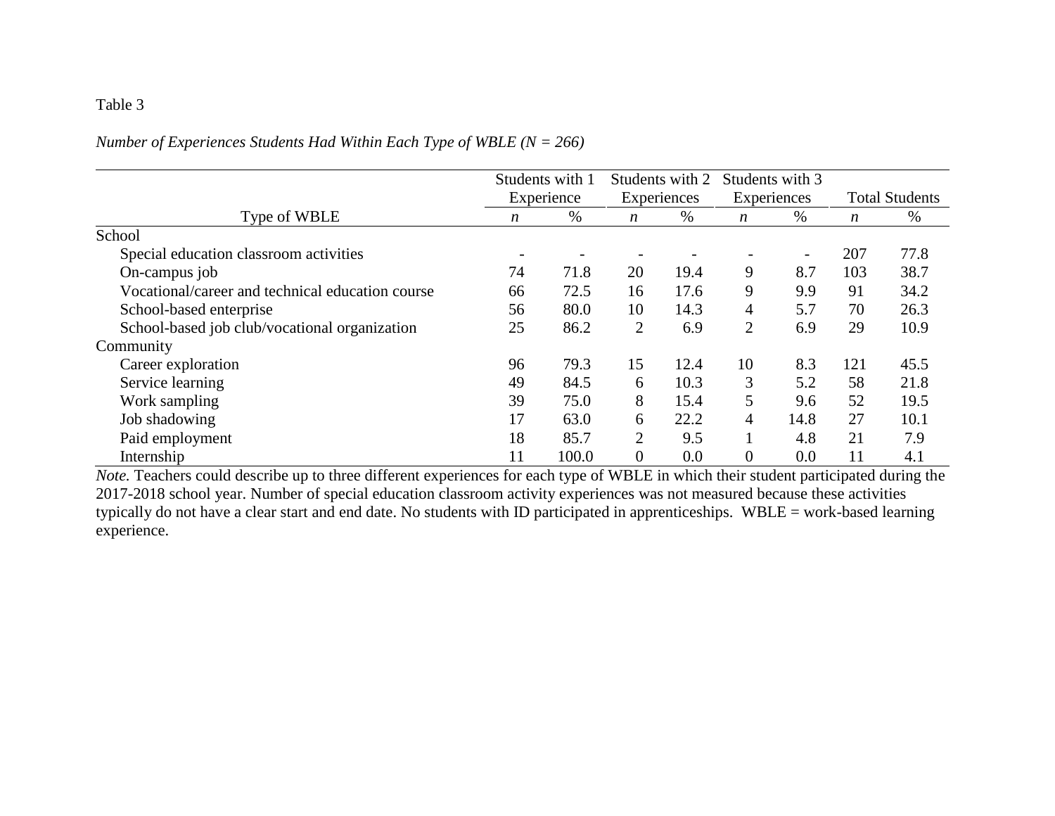Table 3

*Number of Experiences Students Had Within Each Type of WBLE (N = 266)*

| Type of WBLE | Students with 1 Experience | | Students with 2 Experiences | | Students with 3 Experiences | | Total Students | |
|---|---|---|---|---|---|---|---|---|
| | *n* | % | *n* | % | *n* | % | *n* | % |
| School | | | | | | | | |
| Special education classroom activities | - | - | - | - | - | - | 207 | 77.8 |
| On-campus job | 74 | 71.8 | 20 | 19.4 | 9 | 8.7 | 103 | 38.7 |
| Vocational/career and technical education course | 66 | 72.5 | 16 | 17.6 | 9 | 9.9 | 91 | 34.2 |
| School-based enterprise | 56 | 80.0 | 10 | 14.3 | 4 | 5.7 | 70 | 26.3 |
| School-based job club/vocational organization | 25 | 86.2 | 2 | 6.9 | 2 | 6.9 | 29 | 10.9 |
| Community | | | | | | | | |
| Career exploration | 96 | 79.3 | 15 | 12.4 | 10 | 8.3 | 121 | 45.5 |
| Service learning | 49 | 84.5 | 6 | 10.3 | 3 | 5.2 | 58 | 21.8 |
| Work sampling | 39 | 75.0 | 8 | 15.4 | 5 | 9.6 | 52 | 19.5 |
| Job shadowing | 17 | 63.0 | 6 | 22.2 | 4 | 14.8 | 27 | 10.1 |
| Paid employment | 18 | 85.7 | 2 | 9.5 | 1 | 4.8 | 21 | 7.9 |
| Internship | 11 | 100.0 | 0 | 0.0 | 0 | 0.0 | 11 | 4.1 |

*Note.* Teachers could describe up to three different experiences for each type of WBLE in which their student participated during the 2017-2018 school year. Number of special education classroom activity experiences was not measured because these activities typically do not have a clear start and end date. No students with ID participated in apprenticeships. WBLE = work-based learning experience.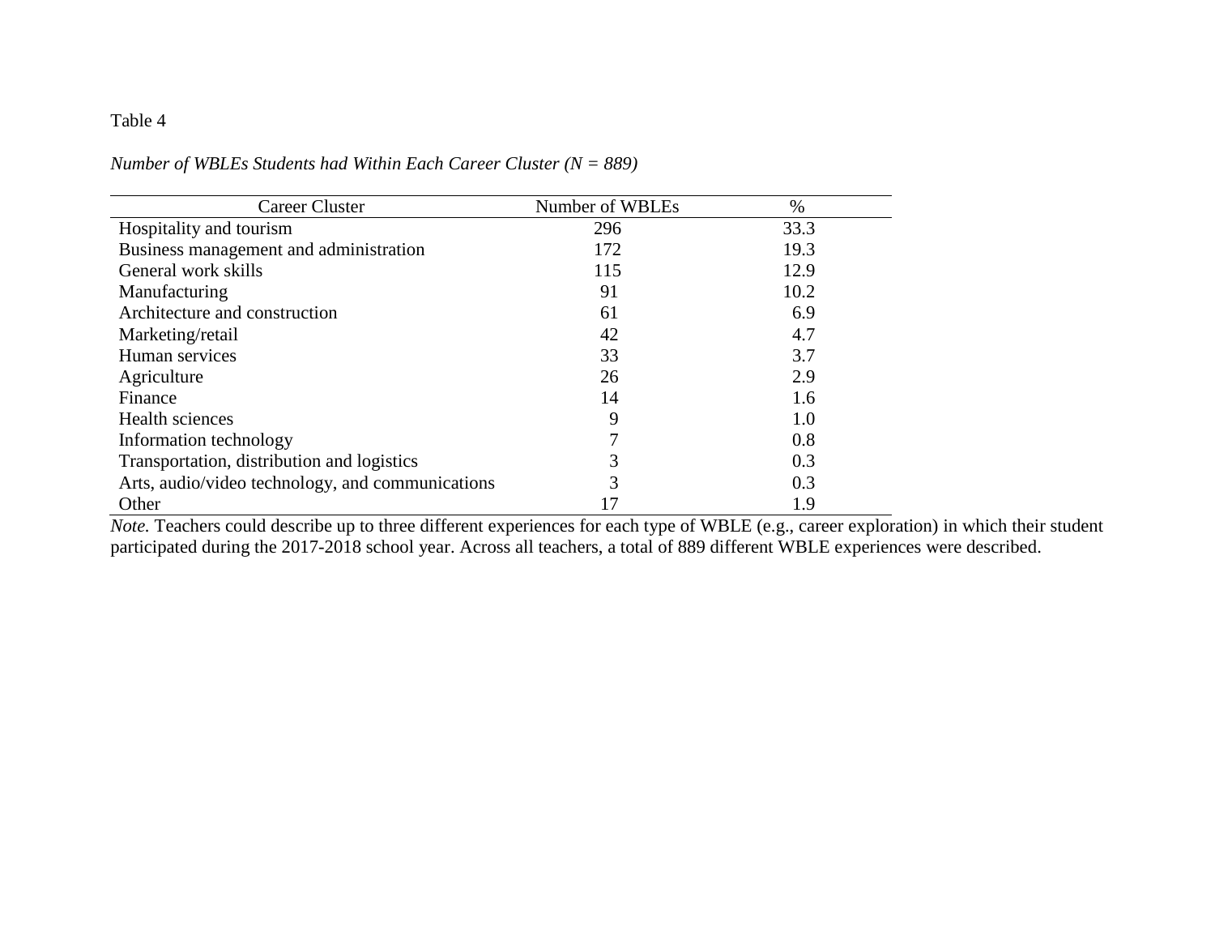Table 4

*Number of WBLEs Students had Within Each Career Cluster (N = 889)*

| Career Cluster | Number of WBLEs | % |
|---|---|---|
| Hospitality and tourism | 296 | 33.3 |
| Business management and administration | 172 | 19.3 |
| General work skills | 115 | 12.9 |
| Manufacturing | 91 | 10.2 |
| Architecture and construction | 61 | 6.9 |
| Marketing/retail | 42 | 4.7 |
| Human services | 33 | 3.7 |
| Agriculture | 26 | 2.9 |
| Finance | 14 | 1.6 |
| Health sciences | 9 | 1.0 |
| Information technology | 7 | 0.8 |
| Transportation, distribution and logistics | 3 | 0.3 |
| Arts, audio/video technology, and communications | 3 | 0.3 |
| Other | 17 | 1.9 |

*Note.* Teachers could describe up to three different experiences for each type of WBLE (e.g., career exploration) in which their student participated during the 2017-2018 school year. Across all teachers, a total of 889 different WBLE experiences were described.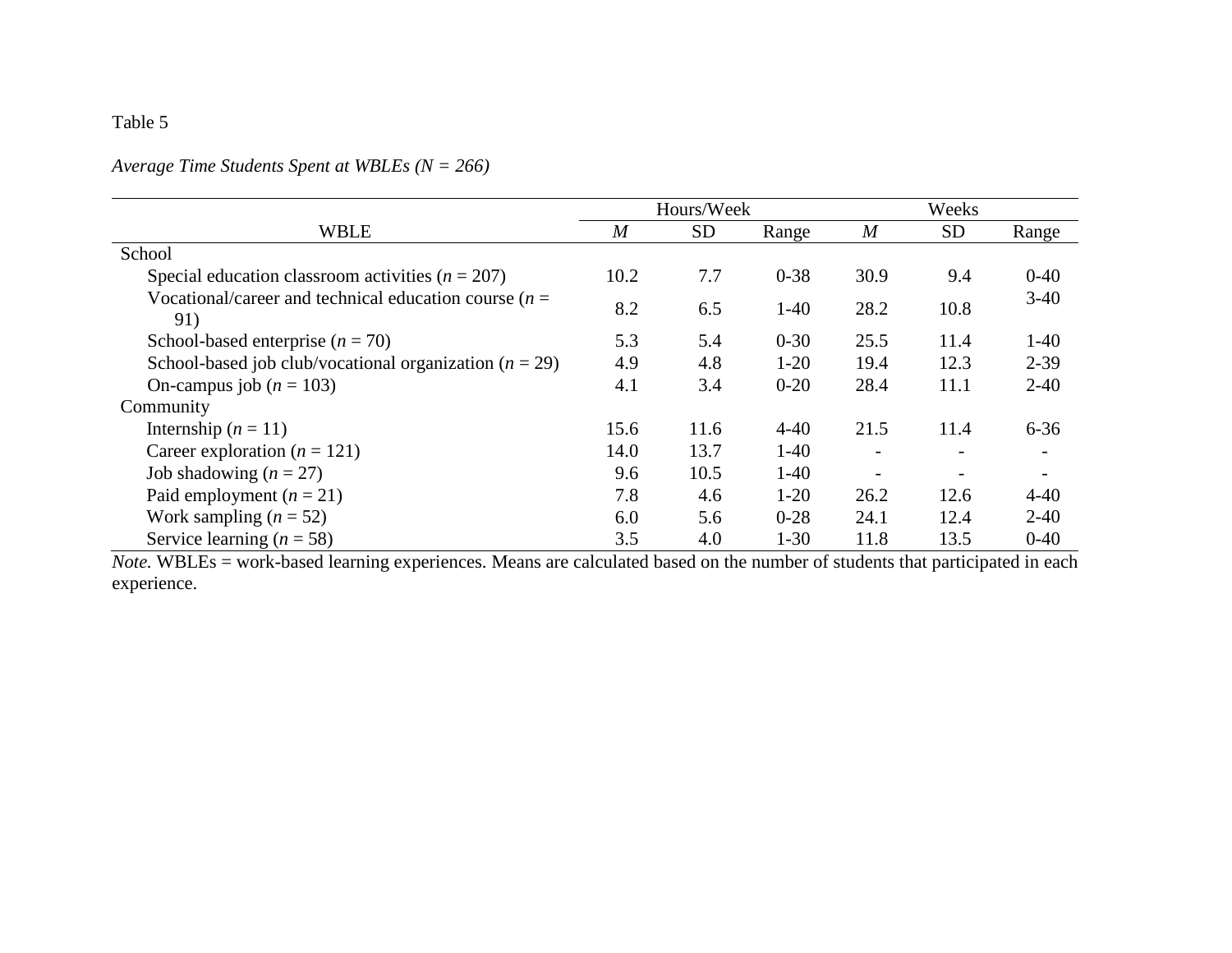Table 5

*Average Time Students Spent at WBLEs (N = 266)*

| WBLE | Hours/Week | | | Weeks | | |
|---|---|---|---|---|---|---|
| | *M* | SD | Range | *M* | SD | Range |
| School | | | | | | |
| Special education classroom activities (*n* = 207) | 10.2 | 7.7 | 0-38 | 30.9 | 9.4 | 0-40 |
| Vocational/career and technical education course (*n* = 91) | 8.2 | 6.5 | 1-40 | 28.2 | 10.8 | 3-40 |
| School-based enterprise (*n* = 70) | 5.3 | 5.4 | 0-30 | 25.5 | 11.4 | 1-40 |
| School-based job club/vocational organization (*n* = 29) | 4.9 | 4.8 | 1-20 | 19.4 | 12.3 | 2-39 |
| On-campus job (*n* = 103) | 4.1 | 3.4 | 0-20 | 28.4 | 11.1 | 2-40 |
| Community | | | | | | |
| Internship (*n* = 11) | 15.6 | 11.6 | 4-40 | 21.5 | 11.4 | 6-36 |
| Career exploration (*n* = 121) | 14.0 | 13.7 | 1-40 | - | - | - |
| Job shadowing (*n* = 27) | 9.6 | 10.5 | 1-40 | - | - | - |
| Paid employment (*n* = 21) | 7.8 | 4.6 | 1-20 | 26.2 | 12.6 | 4-40 |
| Work sampling (*n* = 52) | 6.0 | 5.6 | 0-28 | 24.1 | 12.4 | 2-40 |
| Service learning (*n* = 58) | 3.5 | 4.0 | 1-30 | 11.8 | 13.5 | 0-40 |

*Note.* WBLEs = work-based learning experiences. Means are calculated based on the number of students that participated in each experience.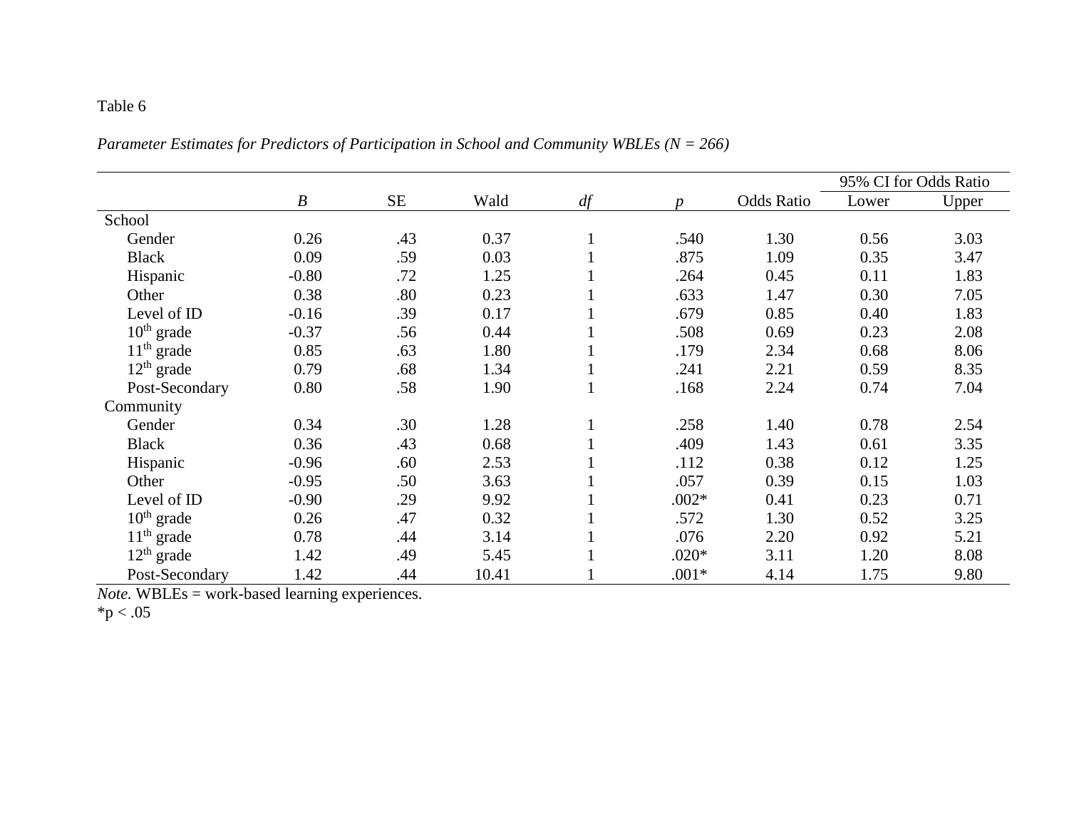Table 6

*Parameter Estimates for Predictors of Participation in School and Community WBLEs (N = 266)*

| | *B* | SE | Wald | *df* | *p* | Odds Ratio | 95% CI for Odds Ratio | |
|---|---|---|---|---|---|---|---|---|
| | | | | | | | Lower | Upper |
| School | | | | | | | | |
| Gender | 0.26 | .43 | 0.37 | 1 | .540 | 1.30 | 0.56 | 3.03 |
| Black | 0.09 | .59 | 0.03 | 1 | .875 | 1.09 | 0.35 | 3.47 |
| Hispanic | -0.80 | .72 | 1.25 | 1 | .264 | 0.45 | 0.11 | 1.83 |
| Other | 0.38 | .80 | 0.23 | 1 | .633 | 1.47 | 0.30 | 7.05 |
| Level of ID | -0.16 | .39 | 0.17 | 1 | .679 | 0.85 | 0.40 | 1.83 |
| 10th grade | -0.37 | .56 | 0.44 | 1 | .508 | 0.69 | 0.23 | 2.08 |
| 11th grade | 0.85 | .63 | 1.80 | 1 | .179 | 2.34 | 0.68 | 8.06 |
| 12th grade | 0.79 | .68 | 1.34 | 1 | .241 | 2.21 | 0.59 | 8.35 |
| Post-Secondary | 0.80 | .58 | 1.90 | 1 | .168 | 2.24 | 0.74 | 7.04 |
| Community | | | | | | | | |
| Gender | 0.34 | .30 | 1.28 | 1 | .258 | 1.40 | 0.78 | 2.54 |
| Black | 0.36 | .43 | 0.68 | 1 | .409 | 1.43 | 0.61 | 3.35 |
| Hispanic | -0.96 | .60 | 2.53 | 1 | .112 | 0.38 | 0.12 | 1.25 |
| Other | -0.95 | .50 | 3.63 | 1 | .057 | 0.39 | 0.15 | 1.03 |
| Level of ID | -0.90 | .29 | 9.92 | 1 | .002* | 0.41 | 0.23 | 0.71 |
| 10th grade | 0.26 | .47 | 0.32 | 1 | .572 | 1.30 | 0.52 | 3.25 |
| 11th grade | 0.78 | .44 | 3.14 | 1 | .076 | 2.20 | 0.92 | 5.21 |
| 12th grade | 1.42 | .49 | 5.45 | 1 | .020* | 3.11 | 1.20 | 8.08 |
| Post-Secondary | 1.42 | .44 | 10.41 | 1 | .001* | 4.14 | 1.75 | 9.80 |

*Note.* WBLEs = work-based learning experiences.

*p < .05